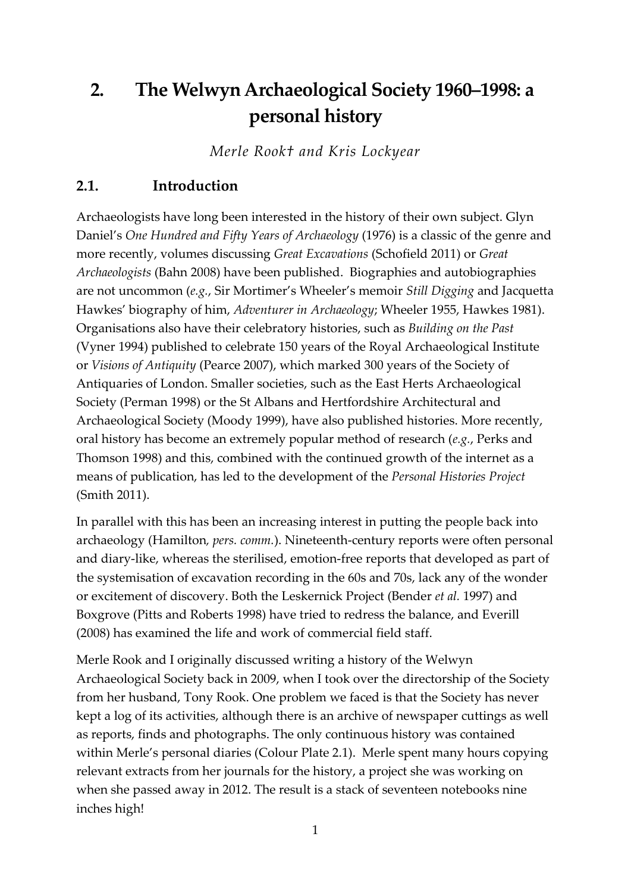# 2. The Welwyn Archaeological Society 1960–1998: a personal history

*Merle Rook† and Kris Lockyear*

## 2.1. Introduction

Archaeologists have long been interested in the history of their own subject. Glyn Daniel's *One Hundred and Fifty Years of Archaeology* (1976) is a classic of the genre and more recently, volumes discussing *Great Excavations* (Schofield 2011) or *Great Archaeologists* (Bahn 2008) have been published. Biographies and autobiographies are not uncommon (*e.g.*, Sir Mortimer's Wheeler's memoir *Still Digging* and Jacquetta Hawkes' biography of him, *Adventurer in Archaeology*; Wheeler 1955, Hawkes 1981). Organisations also have their celebratory histories, such as *Building on the Past* (Vyner 1994) published to celebrate 150 years of the Royal Archaeological Institute or *Visions of Antiquity* (Pearce 2007), which marked 300 years of the Society of Antiquaries of London. Smaller societies, such as the East Herts Archaeological Society (Perman 1998) or the St Albans and Hertfordshire Architectural and Archaeological Society (Moody 1999), have also published histories. More recently, oral history has become an extremely popular method of research (*e.g.*, Perks and Thomson 1998) and this, combined with the continued growth of the internet as a means of publication, has led to the development of the *Personal Histories Project* (Smith 2011).

In parallel with this has been an increasing interest in putting the people back into archaeology (Hamilton, *pers. comm.*). Nineteenth-century reports were often personal and diary-like, whereas the sterilised, emotion-free reports that developed as part of the systemisation of excavation recording in the 60s and 70s, lack any of the wonder or excitement of discovery. Both the Leskernick Project (Bender *et al.* 1997) and Boxgrove (Pitts and Roberts 1998) have tried to redress the balance, and Everill (2008) has examined the life and work of commercial field staff.

Merle Rook and I originally discussed writing a history of the Welwyn Archaeological Society back in 2009, when I took over the directorship of the Society from her husband, Tony Rook. One problem we faced is that the Society has never kept a log of its activities, although there is an archive of newspaper cuttings as well as reports, finds and photographs. The only continuous history was contained within Merle's personal diaries (Colour Plate 2.1). Merle spent many hours copying relevant extracts from her journals for the history, a project she was working on when she passed away in 2012. The result is a stack of seventeen notebooks nine inches high!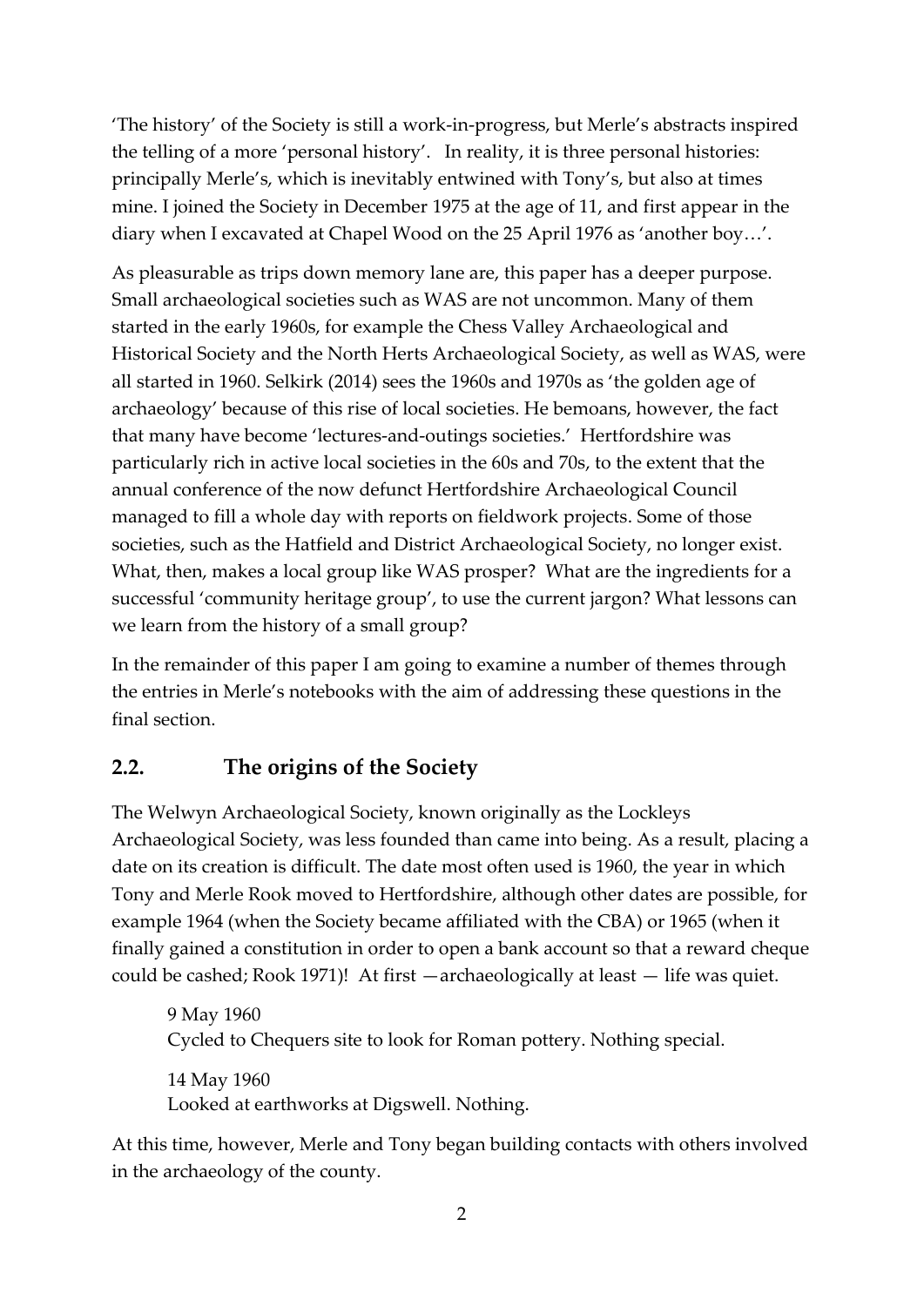'The history' of the Society is still a work-in-progress, but Merle's abstracts inspired the telling of a more 'personal history'. In reality, it is three personal histories: principally Merle's, which is inevitably entwined with Tony's, but also at times mine. I joined the Society in December 1975 at the age of 11, and first appear in the diary when I excavated at Chapel Wood on the 25 April 1976 as 'another boy…'.

As pleasurable as trips down memory lane are, this paper has a deeper purpose. Small archaeological societies such as WAS are not uncommon. Many of them started in the early 1960s, for example the Chess Valley Archaeological and Historical Society and the North Herts Archaeological Society, as well as WAS, were all started in 1960. Selkirk (2014) sees the 1960s and 1970s as 'the golden age of archaeology' because of this rise of local societies. He bemoans, however, the fact that many have become 'lectures-and-outings societies.' Hertfordshire was particularly rich in active local societies in the 60s and 70s, to the extent that the annual conference of the now defunct Hertfordshire Archaeological Council managed to fill a whole day with reports on fieldwork projects. Some of those societies, such as the Hatfield and District Archaeological Society, no longer exist. What, then, makes a local group like WAS prosper? What are the ingredients for a successful 'community heritage group', to use the current jargon? What lessons can we learn from the history of a small group?

In the remainder of this paper I am going to examine a number of themes through the entries in Merle's notebooks with the aim of addressing these questions in the final section.

## 2.2. The origins of the Society

The Welwyn Archaeological Society, known originally as the Lockleys Archaeological Society, was less founded than came into being. As a result, placing a date on its creation is difficult. The date most often used is 1960, the year in which Tony and Merle Rook moved to Hertfordshire, although other dates are possible, for example 1964 (when the Society became affiliated with the CBA) or 1965 (when it finally gained a constitution in order to open a bank account so that a reward cheque could be cashed; Rook 1971)! At first —archaeologically at least — life was quiet.

> 9 May 1960
> Cycled to Chequers site to look for Roman pottery. Nothing special.
>
> 14 May 1960
> Looked at earthworks at Digswell. Nothing.

At this time, however, Merle and Tony began building contacts with others involved in the archaeology of the county.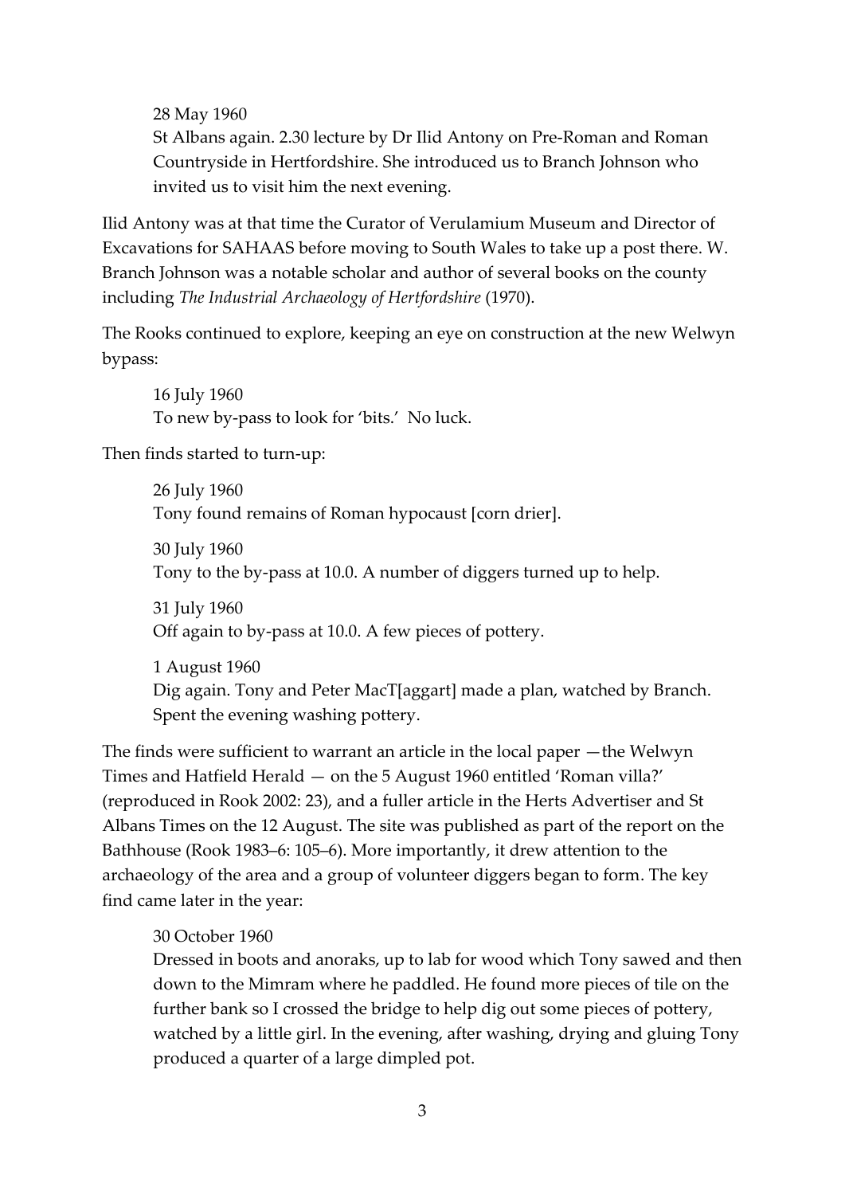> 28 May 1960
> St Albans again. 2.30 lecture by Dr Ilid Antony on Pre-Roman and Roman Countryside in Hertfordshire. She introduced us to Branch Johnson who invited us to visit him the next evening.

Ilid Antony was at that time the Curator of Verulamium Museum and Director of Excavations for SAHAAS before moving to South Wales to take up a post there. W. Branch Johnson was a notable scholar and author of several books on the county including *The Industrial Archaeology of Hertfordshire* (1970).

The Rooks continued to explore, keeping an eye on construction at the new Welwyn bypass:

> 16 July 1960
> To new by-pass to look for 'bits.' No luck.

Then finds started to turn-up:

> 26 July 1960
> Tony found remains of Roman hypocaust [corn drier].
>
> 30 July 1960
> Tony to the by-pass at 10.0. A number of diggers turned up to help.
>
> 31 July 1960
> Off again to by-pass at 10.0. A few pieces of pottery.
>
> 1 August 1960
> Dig again. Tony and Peter MacT[aggart] made a plan, watched by Branch. Spent the evening washing pottery.

The finds were sufficient to warrant an article in the local paper —the Welwyn Times and Hatfield Herald — on the 5 August 1960 entitled 'Roman villa?' (reproduced in Rook 2002: 23), and a fuller article in the Herts Advertiser and St Albans Times on the 12 August. The site was published as part of the report on the Bathhouse (Rook 1983–6: 105–6). More importantly, it drew attention to the archaeology of the area and a group of volunteer diggers began to form. The key find came later in the year:

> 30 October 1960
> Dressed in boots and anoraks, up to lab for wood which Tony sawed and then down to the Mimram where he paddled. He found more pieces of tile on the further bank so I crossed the bridge to help dig out some pieces of pottery, watched by a little girl. In the evening, after washing, drying and gluing Tony produced a quarter of a large dimpled pot.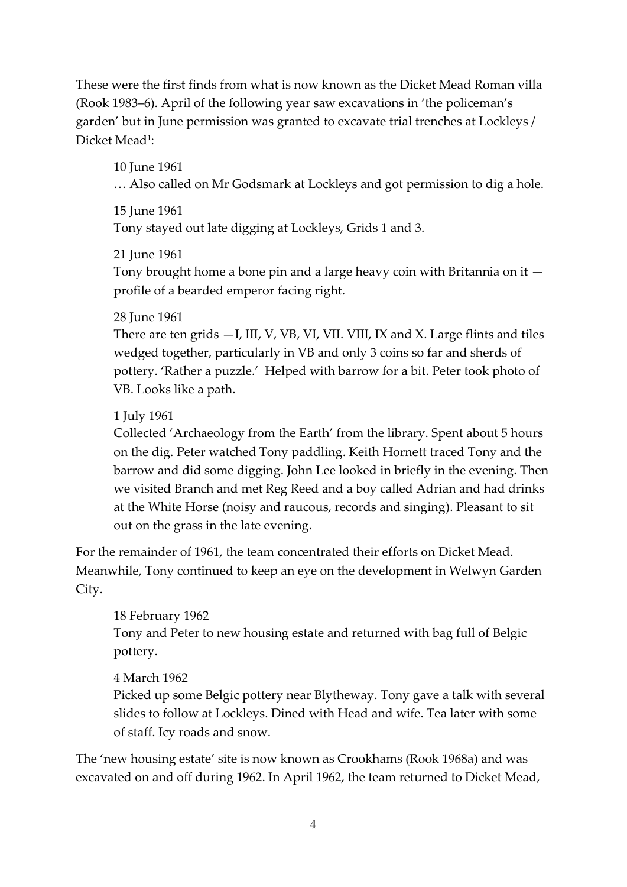These were the first finds from what is now known as the Dicket Mead Roman villa (Rook 1983–6). April of the following year saw excavations in 'the policeman's garden' but in June permission was granted to excavate trial trenches at Lockleys / Dicket Mead[1]:

> 10 June 1961
> … Also called on Mr Godsmark at Lockleys and got permission to dig a hole.
>
> 15 June 1961
> Tony stayed out late digging at Lockleys, Grids 1 and 3.
>
> 21 June 1961
> Tony brought home a bone pin and a large heavy coin with Britannia on it — profile of a bearded emperor facing right.
>
> 28 June 1961
> There are ten grids —I, III, V, VB, VI, VII. VIII, IX and X. Large flints and tiles wedged together, particularly in VB and only 3 coins so far and sherds of pottery. 'Rather a puzzle.' Helped with barrow for a bit. Peter took photo of VB. Looks like a path.
>
> 1 July 1961
> Collected 'Archaeology from the Earth' from the library. Spent about 5 hours on the dig. Peter watched Tony paddling. Keith Hornett traced Tony and the barrow and did some digging. John Lee looked in briefly in the evening. Then we visited Branch and met Reg Reed and a boy called Adrian and had drinks at the White Horse (noisy and raucous, records and singing). Pleasant to sit out on the grass in the late evening.

For the remainder of 1961, the team concentrated their efforts on Dicket Mead. Meanwhile, Tony continued to keep an eye on the development in Welwyn Garden City.

> 18 February 1962
> Tony and Peter to new housing estate and returned with bag full of Belgic pottery.
>
> 4 March 1962
> Picked up some Belgic pottery near Blytheway. Tony gave a talk with several slides to follow at Lockleys. Dined with Head and wife. Tea later with some of staff. Icy roads and snow.

The 'new housing estate' site is now known as Crookhams (Rook 1968a) and was excavated on and off during 1962. In April 1962, the team returned to Dicket Mead,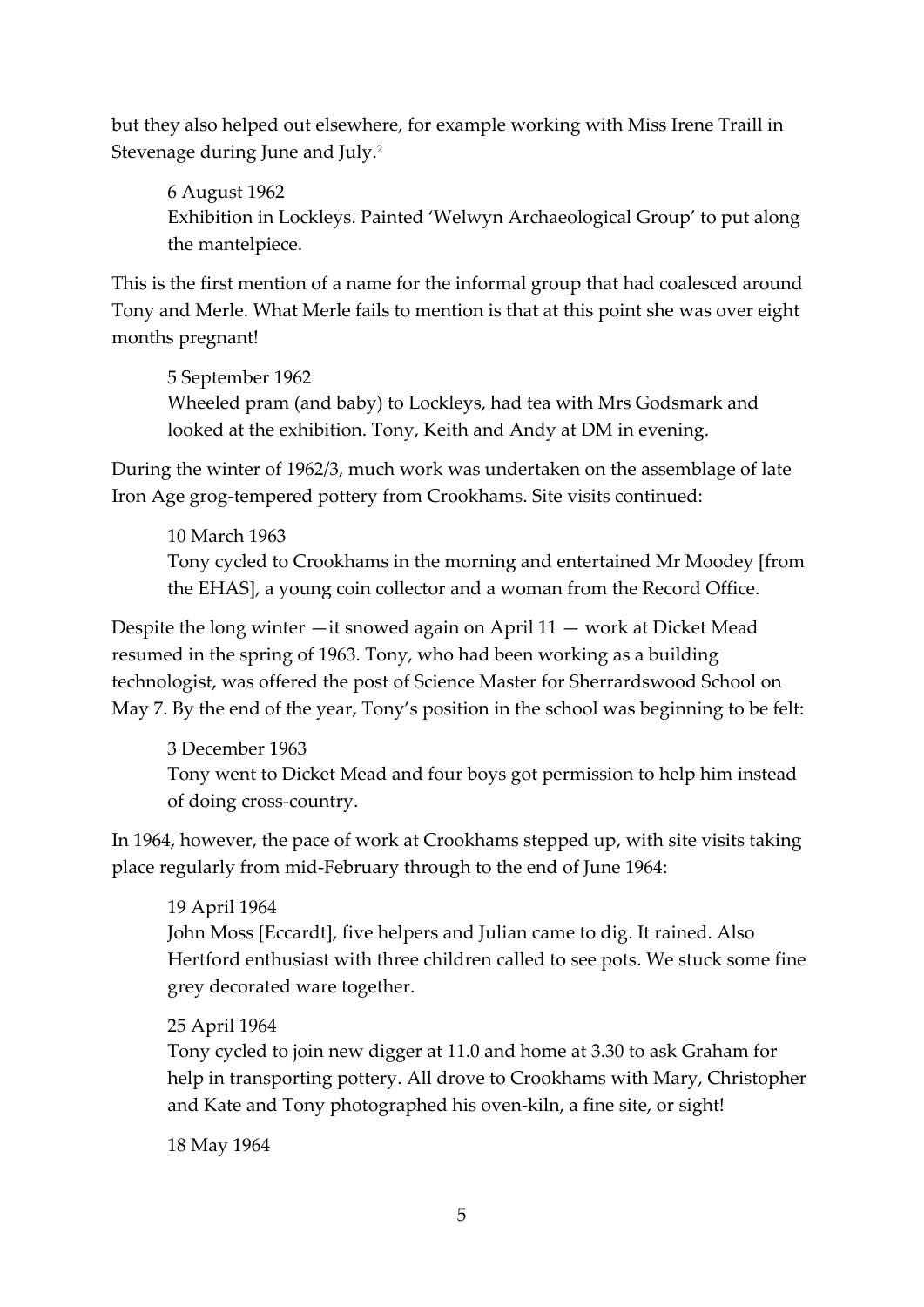but they also helped out elsewhere, for example working with Miss Irene Traill in Stevenage during June and July.[2]

> 6 August 1962
> Exhibition in Lockleys. Painted 'Welwyn Archaeological Group' to put along the mantelpiece.

This is the first mention of a name for the informal group that had coalesced around Tony and Merle. What Merle fails to mention is that at this point she was over eight months pregnant!

> 5 September 1962
> Wheeled pram (and baby) to Lockleys, had tea with Mrs Godsmark and looked at the exhibition. Tony, Keith and Andy at DM in evening.

During the winter of 1962/3, much work was undertaken on the assemblage of late Iron Age grog-tempered pottery from Crookhams. Site visits continued:

> 10 March 1963
> Tony cycled to Crookhams in the morning and entertained Mr Moodey [from the EHAS], a young coin collector and a woman from the Record Office.

Despite the long winter —it snowed again on April 11 — work at Dicket Mead resumed in the spring of 1963. Tony, who had been working as a building technologist, was offered the post of Science Master for Sherrardswood School on May 7. By the end of the year, Tony's position in the school was beginning to be felt:

> 3 December 1963
> Tony went to Dicket Mead and four boys got permission to help him instead of doing cross-country.

In 1964, however, the pace of work at Crookhams stepped up, with site visits taking place regularly from mid-February through to the end of June 1964:

> 19 April 1964
> John Moss [Eccardt], five helpers and Julian came to dig. It rained. Also Hertford enthusiast with three children called to see pots. We stuck some fine grey decorated ware together.

> 25 April 1964
> Tony cycled to join new digger at 11.0 and home at 3.30 to ask Graham for help in transporting pottery. All drove to Crookhams with Mary, Christopher and Kate and Tony photographed his oven-kiln, a fine site, or sight!

> 18 May 1964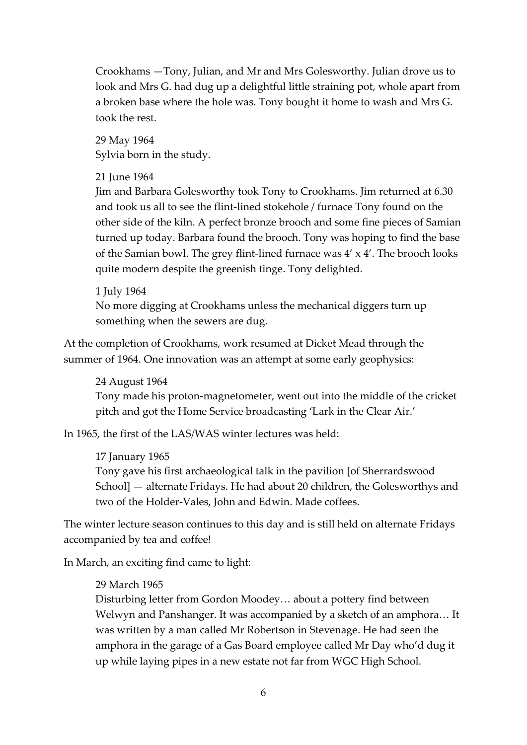> Crookhams —Tony, Julian, and Mr and Mrs Golesworthy. Julian drove us to look and Mrs G. had dug up a delightful little straining pot, whole apart from a broken base where the hole was. Tony bought it home to wash and Mrs G. took the rest.
>
> 29 May 1964
> Sylvia born in the study.
>
> 21 June 1964
> Jim and Barbara Golesworthy took Tony to Crookhams. Jim returned at 6.30 and took us all to see the flint-lined stokehole / furnace Tony found on the other side of the kiln. A perfect bronze brooch and some fine pieces of Samian turned up today. Barbara found the brooch. Tony was hoping to find the base of the Samian bowl. The grey flint-lined furnace was 4' x 4'. The brooch looks quite modern despite the greenish tinge. Tony delighted.
>
> 1 July 1964
> No more digging at Crookhams unless the mechanical diggers turn up something when the sewers are dug.

At the completion of Crookhams, work resumed at Dicket Mead through the summer of 1964. One innovation was an attempt at some early geophysics:

> 24 August 1964
> Tony made his proton-magnetometer, went out into the middle of the cricket pitch and got the Home Service broadcasting 'Lark in the Clear Air.'

In 1965, the first of the LAS/WAS winter lectures was held:

> 17 January 1965
> Tony gave his first archaeological talk in the pavilion [of Sherrardswood School] — alternate Fridays. He had about 20 children, the Golesworthys and two of the Holder-Vales, John and Edwin. Made coffees.

The winter lecture season continues to this day and is still held on alternate Fridays accompanied by tea and coffee!

In March, an exciting find came to light:

> 29 March 1965
> Disturbing letter from Gordon Moodey… about a pottery find between Welwyn and Panshanger. It was accompanied by a sketch of an amphora… It was written by a man called Mr Robertson in Stevenage. He had seen the amphora in the garage of a Gas Board employee called Mr Day who'd dug it up while laying pipes in a new estate not far from WGC High School.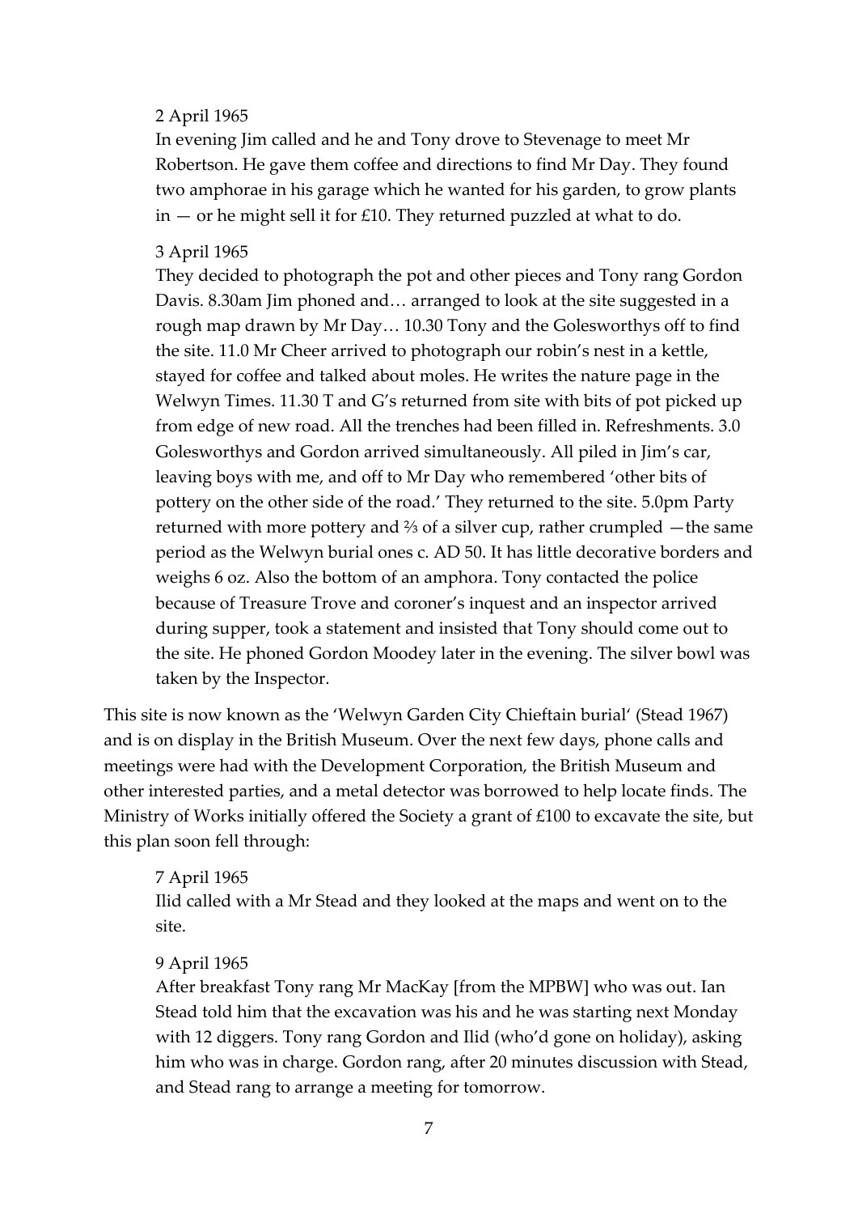2 April 1965

In evening Jim called and he and Tony drove to Stevenage to meet Mr Robertson. He gave them coffee and directions to find Mr Day. They found two amphorae in his garage which he wanted for his garden, to grow plants in — or he might sell it for £10. They returned puzzled at what to do.

3 April 1965

They decided to photograph the pot and other pieces and Tony rang Gordon Davis. 8.30am Jim phoned and… arranged to look at the site suggested in a rough map drawn by Mr Day… 10.30 Tony and the Golesworthys off to find the site. 11.0 Mr Cheer arrived to photograph our robin's nest in a kettle, stayed for coffee and talked about moles. He writes the nature page in the Welwyn Times. 11.30 T and G's returned from site with bits of pot picked up from edge of new road. All the trenches had been filled in. Refreshments. 3.0 Golesworthys and Gordon arrived simultaneously. All piled in Jim's car, leaving boys with me, and off to Mr Day who remembered 'other bits of pottery on the other side of the road.' They returned to the site. 5.0pm Party returned with more pottery and ⅔ of a silver cup, rather crumpled —the same period as the Welwyn burial ones c. AD 50. It has little decorative borders and weighs 6 oz. Also the bottom of an amphora. Tony contacted the police because of Treasure Trove and coroner's inquest and an inspector arrived during supper, took a statement and insisted that Tony should come out to the site. He phoned Gordon Moodey later in the evening. The silver bowl was taken by the Inspector.

This site is now known as the 'Welwyn Garden City Chieftain burial' (Stead 1967) and is on display in the British Museum. Over the next few days, phone calls and meetings were had with the Development Corporation, the British Museum and other interested parties, and a metal detector was borrowed to help locate finds. The Ministry of Works initially offered the Society a grant of £100 to excavate the site, but this plan soon fell through:

7 April 1965

Ilid called with a Mr Stead and they looked at the maps and went on to the site.

9 April 1965

After breakfast Tony rang Mr MacKay [from the MPBW] who was out. Ian Stead told him that the excavation was his and he was starting next Monday with 12 diggers. Tony rang Gordon and Ilid (who'd gone on holiday), asking him who was in charge. Gordon rang, after 20 minutes discussion with Stead, and Stead rang to arrange a meeting for tomorrow.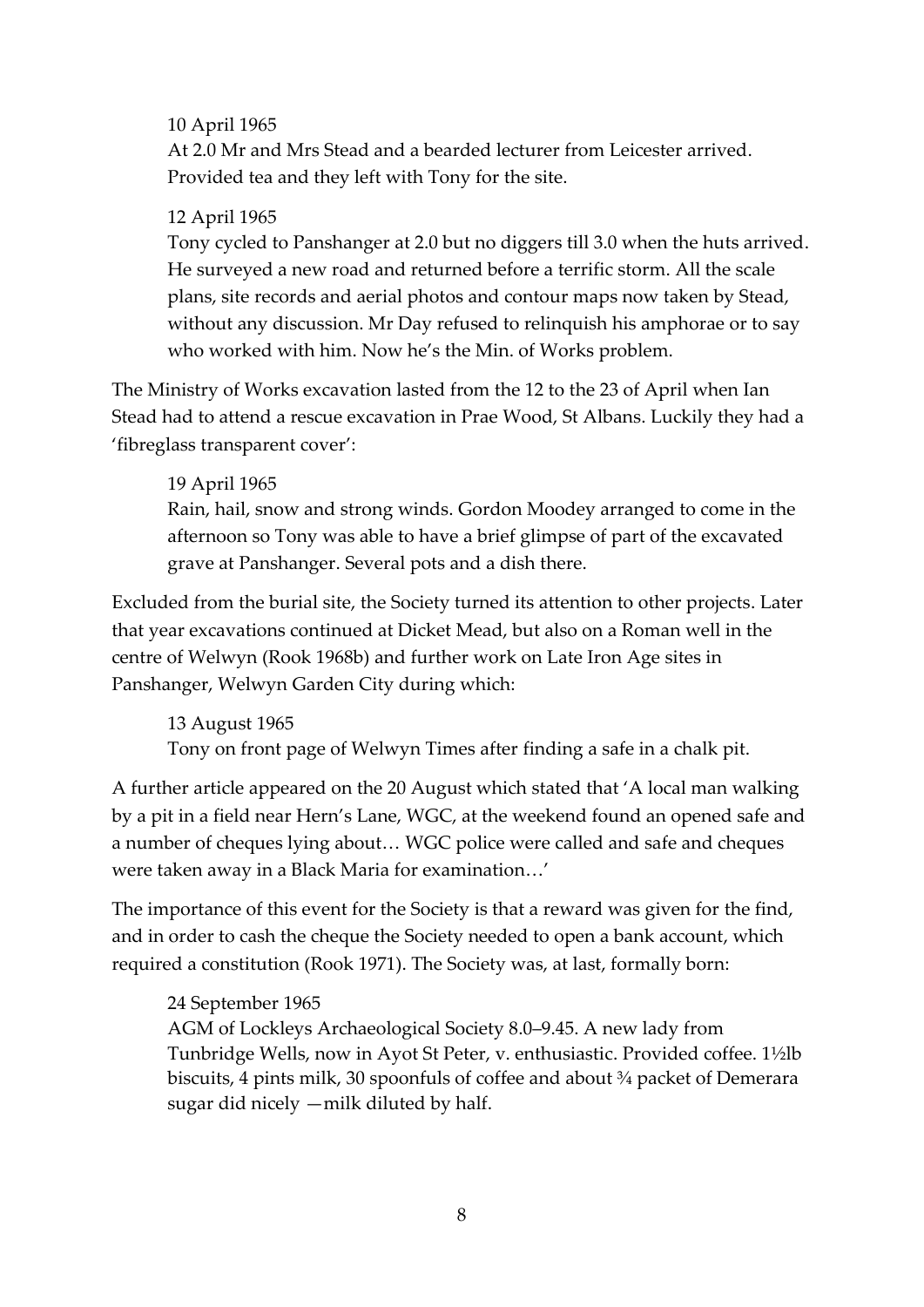> 10 April 1965
> At 2.0 Mr and Mrs Stead and a bearded lecturer from Leicester arrived. Provided tea and they left with Tony for the site.

> 12 April 1965
> Tony cycled to Panshanger at 2.0 but no diggers till 3.0 when the huts arrived. He surveyed a new road and returned before a terrific storm. All the scale plans, site records and aerial photos and contour maps now taken by Stead, without any discussion. Mr Day refused to relinquish his amphorae or to say who worked with him. Now he's the Min. of Works problem.

The Ministry of Works excavation lasted from the 12 to the 23 of April when Ian Stead had to attend a rescue excavation in Prae Wood, St Albans. Luckily they had a 'fibreglass transparent cover':

> 19 April 1965
> Rain, hail, snow and strong winds. Gordon Moodey arranged to come in the afternoon so Tony was able to have a brief glimpse of part of the excavated grave at Panshanger. Several pots and a dish there.

Excluded from the burial site, the Society turned its attention to other projects. Later that year excavations continued at Dicket Mead, but also on a Roman well in the centre of Welwyn (Rook 1968b) and further work on Late Iron Age sites in Panshanger, Welwyn Garden City during which:

> 13 August 1965
> Tony on front page of Welwyn Times after finding a safe in a chalk pit.

A further article appeared on the 20 August which stated that 'A local man walking by a pit in a field near Hern's Lane, WGC, at the weekend found an opened safe and a number of cheques lying about… WGC police were called and safe and cheques were taken away in a Black Maria for examination…'

The importance of this event for the Society is that a reward was given for the find, and in order to cash the cheque the Society needed to open a bank account, which required a constitution (Rook 1971). The Society was, at last, formally born:

> 24 September 1965
> AGM of Lockleys Archaeological Society 8.0–9.45. A new lady from Tunbridge Wells, now in Ayot St Peter, v. enthusiastic. Provided coffee. 1½lb biscuits, 4 pints milk, 30 spoonfuls of coffee and about ¾ packet of Demerara sugar did nicely —milk diluted by half.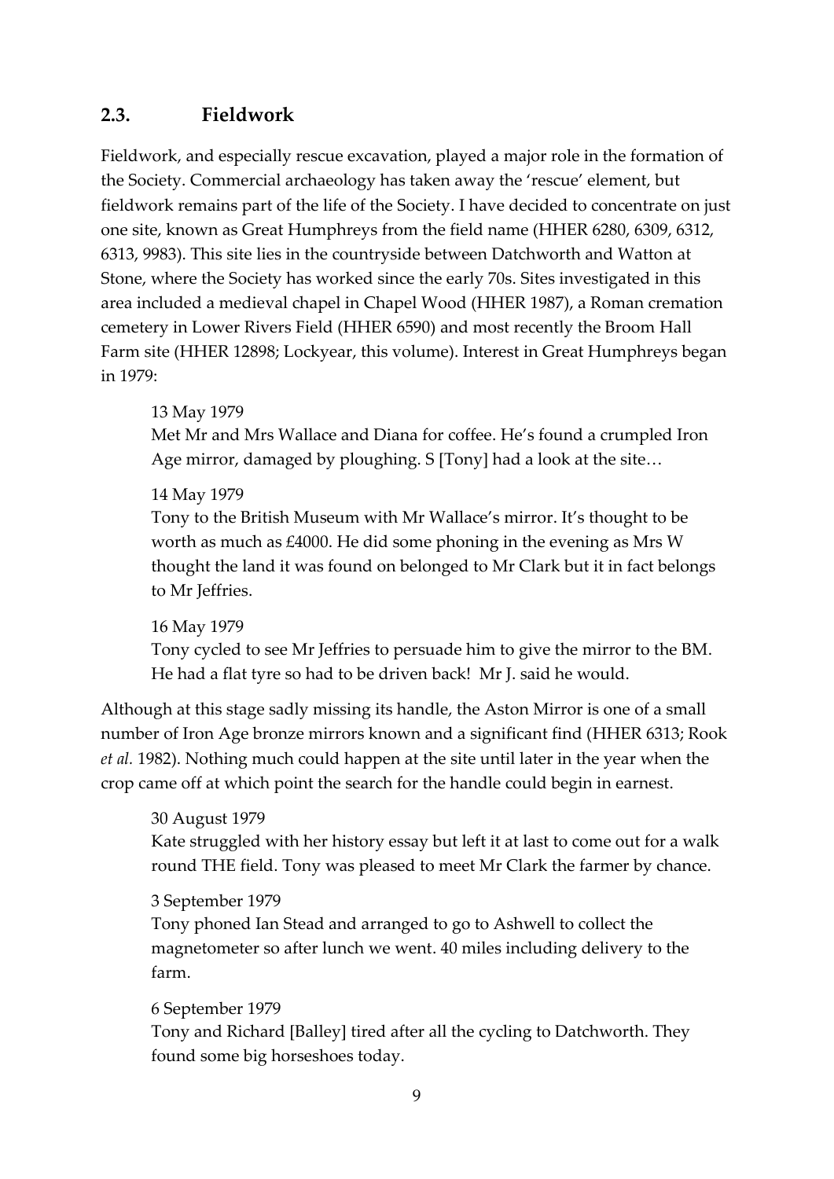## 2.3. Fieldwork

Fieldwork, and especially rescue excavation, played a major role in the formation of the Society. Commercial archaeology has taken away the 'rescue' element, but fieldwork remains part of the life of the Society. I have decided to concentrate on just one site, known as Great Humphreys from the field name (HHER 6280, 6309, 6312, 6313, 9983). This site lies in the countryside between Datchworth and Watton at Stone, where the Society has worked since the early 70s. Sites investigated in this area included a medieval chapel in Chapel Wood (HHER 1987), a Roman cremation cemetery in Lower Rivers Field (HHER 6590) and most recently the Broom Hall Farm site (HHER 12898; Lockyear, this volume). Interest in Great Humphreys began in 1979:

> 13 May 1979
> Met Mr and Mrs Wallace and Diana for coffee. He's found a crumpled Iron Age mirror, damaged by ploughing. S [Tony] had a look at the site…
>
> 14 May 1979
> Tony to the British Museum with Mr Wallace's mirror. It's thought to be worth as much as £4000. He did some phoning in the evening as Mrs W thought the land it was found on belonged to Mr Clark but it in fact belongs to Mr Jeffries.
>
> 16 May 1979
> Tony cycled to see Mr Jeffries to persuade him to give the mirror to the BM. He had a flat tyre so had to be driven back! Mr J. said he would.

Although at this stage sadly missing its handle, the Aston Mirror is one of a small number of Iron Age bronze mirrors known and a significant find (HHER 6313; Rook *et al.* 1982). Nothing much could happen at the site until later in the year when the crop came off at which point the search for the handle could begin in earnest.

> 30 August 1979
> Kate struggled with her history essay but left it at last to come out for a walk round THE field. Tony was pleased to meet Mr Clark the farmer by chance.
>
> 3 September 1979
> Tony phoned Ian Stead and arranged to go to Ashwell to collect the magnetometer so after lunch we went. 40 miles including delivery to the farm.
>
> 6 September 1979
> Tony and Richard [Balley] tired after all the cycling to Datchworth. They found some big horseshoes today.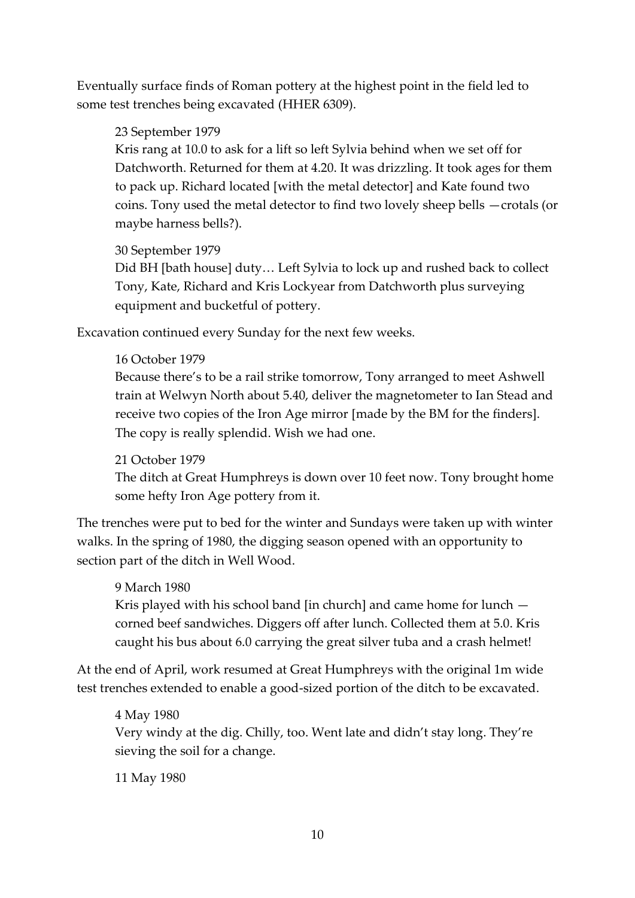Eventually surface finds of Roman pottery at the highest point in the field led to some test trenches being excavated (HHER 6309).

> 23 September 1979
>
> Kris rang at 10.0 to ask for a lift so left Sylvia behind when we set off for Datchworth. Returned for them at 4.20. It was drizzling. It took ages for them to pack up. Richard located [with the metal detector] and Kate found two coins. Tony used the metal detector to find two lovely sheep bells —crotals (or maybe harness bells?).

> 30 September 1979
>
> Did BH [bath house] duty… Left Sylvia to lock up and rushed back to collect Tony, Kate, Richard and Kris Lockyear from Datchworth plus surveying equipment and bucketful of pottery.

Excavation continued every Sunday for the next few weeks.

> 16 October 1979
>
> Because there's to be a rail strike tomorrow, Tony arranged to meet Ashwell train at Welwyn North about 5.40, deliver the magnetometer to Ian Stead and receive two copies of the Iron Age mirror [made by the BM for the finders]. The copy is really splendid. Wish we had one.

> 21 October 1979
>
> The ditch at Great Humphreys is down over 10 feet now. Tony brought home some hefty Iron Age pottery from it.

The trenches were put to bed for the winter and Sundays were taken up with winter walks. In the spring of 1980, the digging season opened with an opportunity to section part of the ditch in Well Wood.

> 9 March 1980
>
> Kris played with his school band [in church] and came home for lunch — corned beef sandwiches. Diggers off after lunch. Collected them at 5.0. Kris caught his bus about 6.0 carrying the great silver tuba and a crash helmet!

At the end of April, work resumed at Great Humphreys with the original 1m wide test trenches extended to enable a good-sized portion of the ditch to be excavated.

> 4 May 1980
>
> Very windy at the dig. Chilly, too. Went late and didn't stay long. They're sieving the soil for a change.

> 11 May 1980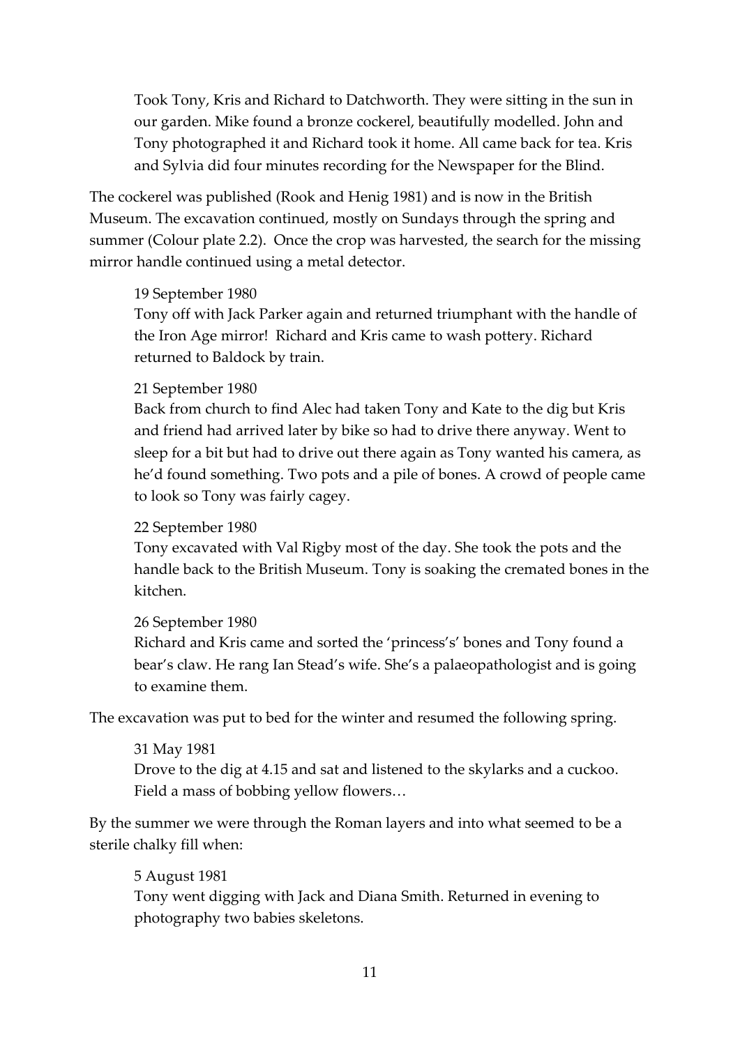> Took Tony, Kris and Richard to Datchworth. They were sitting in the sun in our garden. Mike found a bronze cockerel, beautifully modelled. John and Tony photographed it and Richard took it home. All came back for tea. Kris and Sylvia did four minutes recording for the Newspaper for the Blind.

The cockerel was published (Rook and Henig 1981) and is now in the British Museum. The excavation continued, mostly on Sundays through the spring and summer (Colour plate 2.2). Once the crop was harvested, the search for the missing mirror handle continued using a metal detector.

> 19 September 1980
> Tony off with Jack Parker again and returned triumphant with the handle of the Iron Age mirror! Richard and Kris came to wash pottery. Richard returned to Baldock by train.
>
> 21 September 1980
> Back from church to find Alec had taken Tony and Kate to the dig but Kris and friend had arrived later by bike so had to drive there anyway. Went to sleep for a bit but had to drive out there again as Tony wanted his camera, as he'd found something. Two pots and a pile of bones. A crowd of people came to look so Tony was fairly cagey.
>
> 22 September 1980
> Tony excavated with Val Rigby most of the day. She took the pots and the handle back to the British Museum. Tony is soaking the cremated bones in the kitchen.
>
> 26 September 1980
> Richard and Kris came and sorted the 'princess's' bones and Tony found a bear's claw. He rang Ian Stead's wife. She's a palaeopathologist and is going to examine them.

The excavation was put to bed for the winter and resumed the following spring.

> 31 May 1981
> Drove to the dig at 4.15 and sat and listened to the skylarks and a cuckoo. Field a mass of bobbing yellow flowers…

By the summer we were through the Roman layers and into what seemed to be a sterile chalky fill when:

> 5 August 1981
> Tony went digging with Jack and Diana Smith. Returned in evening to photography two babies skeletons.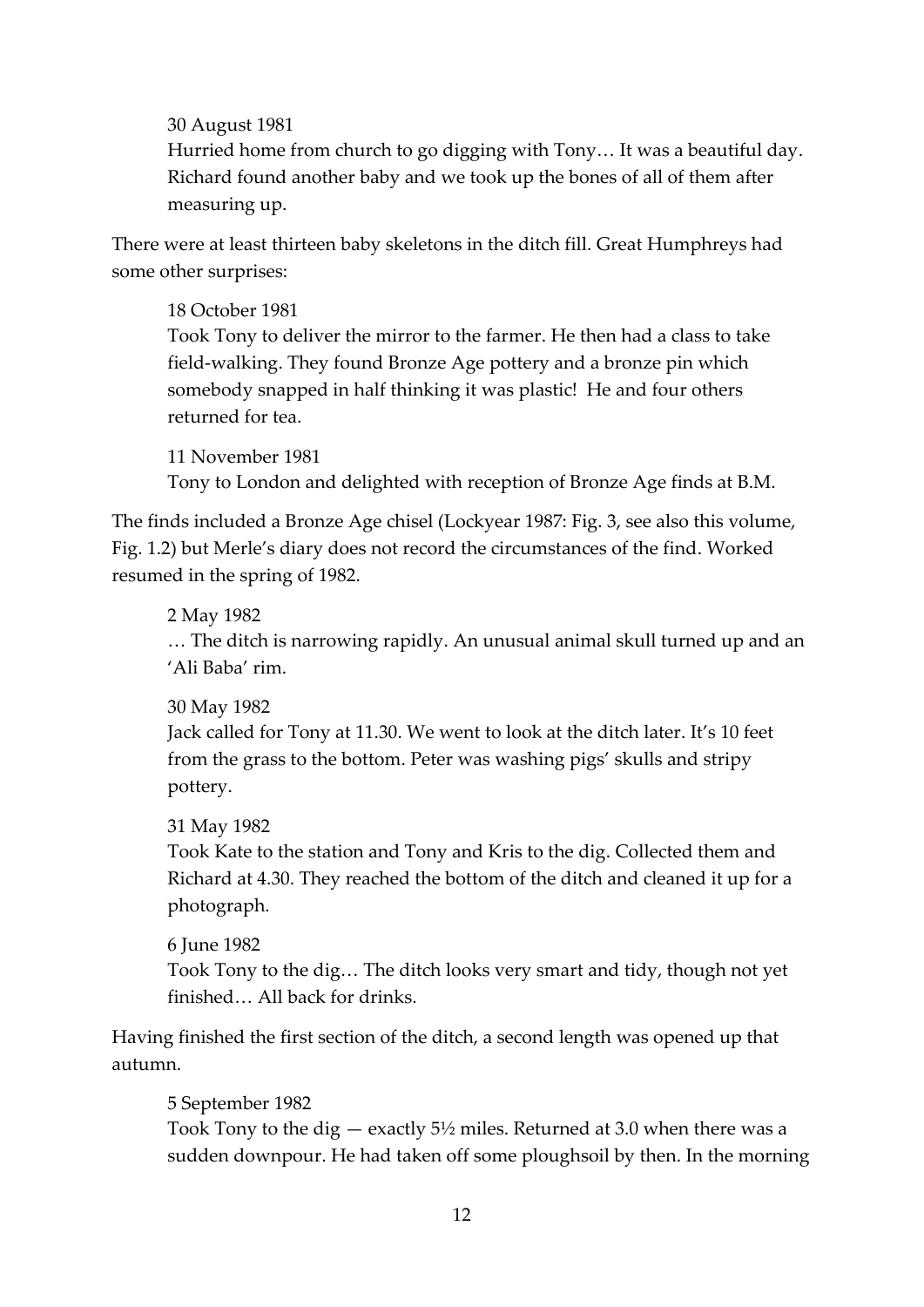30 August 1981  
Hurried home from church to go digging with Tony… It was a beautiful day. Richard found another baby and we took up the bones of all of them after measuring up.

There were at least thirteen baby skeletons in the ditch fill. Great Humphreys had some other surprises:

18 October 1981  
Took Tony to deliver the mirror to the farmer. He then had a class to take field-walking. They found Bronze Age pottery and a bronze pin which somebody snapped in half thinking it was plastic! He and four others returned for tea.

11 November 1981  
Tony to London and delighted with reception of Bronze Age finds at B.M.

The finds included a Bronze Age chisel (Lockyear 1987: Fig. 3, see also this volume, Fig. 1.2) but Merle's diary does not record the circumstances of the find. Worked resumed in the spring of 1982.

2 May 1982  
… The ditch is narrowing rapidly. An unusual animal skull turned up and an 'Ali Baba' rim.

30 May 1982  
Jack called for Tony at 11.30. We went to look at the ditch later. It's 10 feet from the grass to the bottom. Peter was washing pigs' skulls and stripy pottery.

31 May 1982  
Took Kate to the station and Tony and Kris to the dig. Collected them and Richard at 4.30. They reached the bottom of the ditch and cleaned it up for a photograph.

6 June 1982  
Took Tony to the dig… The ditch looks very smart and tidy, though not yet finished… All back for drinks.

Having finished the first section of the ditch, a second length was opened up that autumn.

5 September 1982  
Took Tony to the dig — exactly 5½ miles. Returned at 3.0 when there was a sudden downpour. He had taken off some ploughsoil by then. In the morning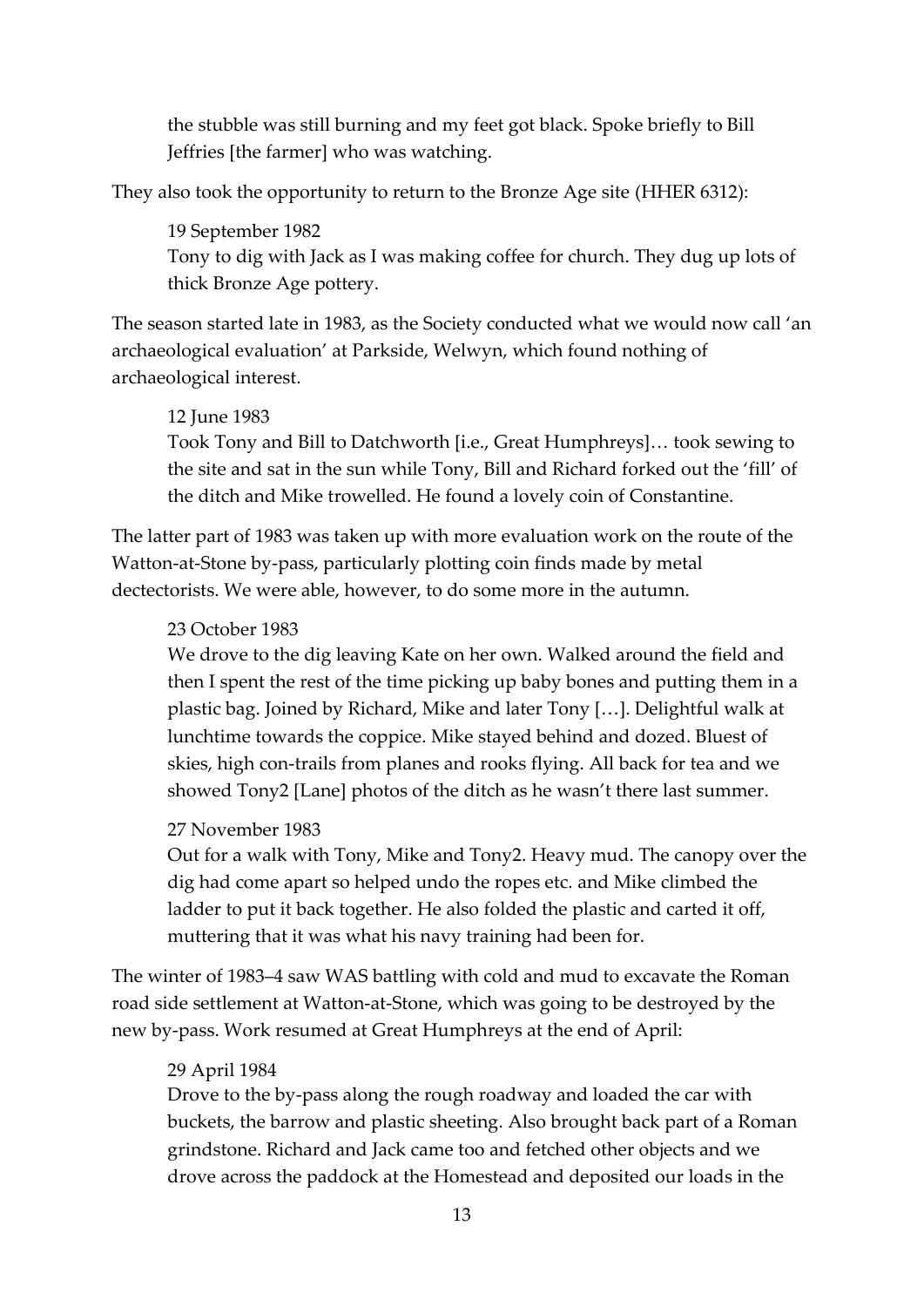> the stubble was still burning and my feet got black. Spoke briefly to Bill Jeffries [the farmer] who was watching.

They also took the opportunity to return to the Bronze Age site (HHER 6312):

> 19 September 1982
> Tony to dig with Jack as I was making coffee for church. They dug up lots of thick Bronze Age pottery.

The season started late in 1983, as the Society conducted what we would now call 'an archaeological evaluation' at Parkside, Welwyn, which found nothing of archaeological interest.

> 12 June 1983
> Took Tony and Bill to Datchworth [i.e., Great Humphreys]… took sewing to the site and sat in the sun while Tony, Bill and Richard forked out the 'fill' of the ditch and Mike trowelled. He found a lovely coin of Constantine.

The latter part of 1983 was taken up with more evaluation work on the route of the Watton-at-Stone by-pass, particularly plotting coin finds made by metal dectectorists. We were able, however, to do some more in the autumn.

> 23 October 1983
> We drove to the dig leaving Kate on her own. Walked around the field and then I spent the rest of the time picking up baby bones and putting them in a plastic bag. Joined by Richard, Mike and later Tony […]. Delightful walk at lunchtime towards the coppice. Mike stayed behind and dozed. Bluest of skies, high con-trails from planes and rooks flying. All back for tea and we showed Tony2 [Lane] photos of the ditch as he wasn't there last summer.

> 27 November 1983
> Out for a walk with Tony, Mike and Tony2. Heavy mud. The canopy over the dig had come apart so helped undo the ropes etc. and Mike climbed the ladder to put it back together. He also folded the plastic and carted it off, muttering that it was what his navy training had been for.

The winter of 1983–4 saw WAS battling with cold and mud to excavate the Roman road side settlement at Watton-at-Stone, which was going to be destroyed by the new by-pass. Work resumed at Great Humphreys at the end of April:

> 29 April 1984
> Drove to the by-pass along the rough roadway and loaded the car with buckets, the barrow and plastic sheeting. Also brought back part of a Roman grindstone. Richard and Jack came too and fetched other objects and we drove across the paddock at the Homestead and deposited our loads in the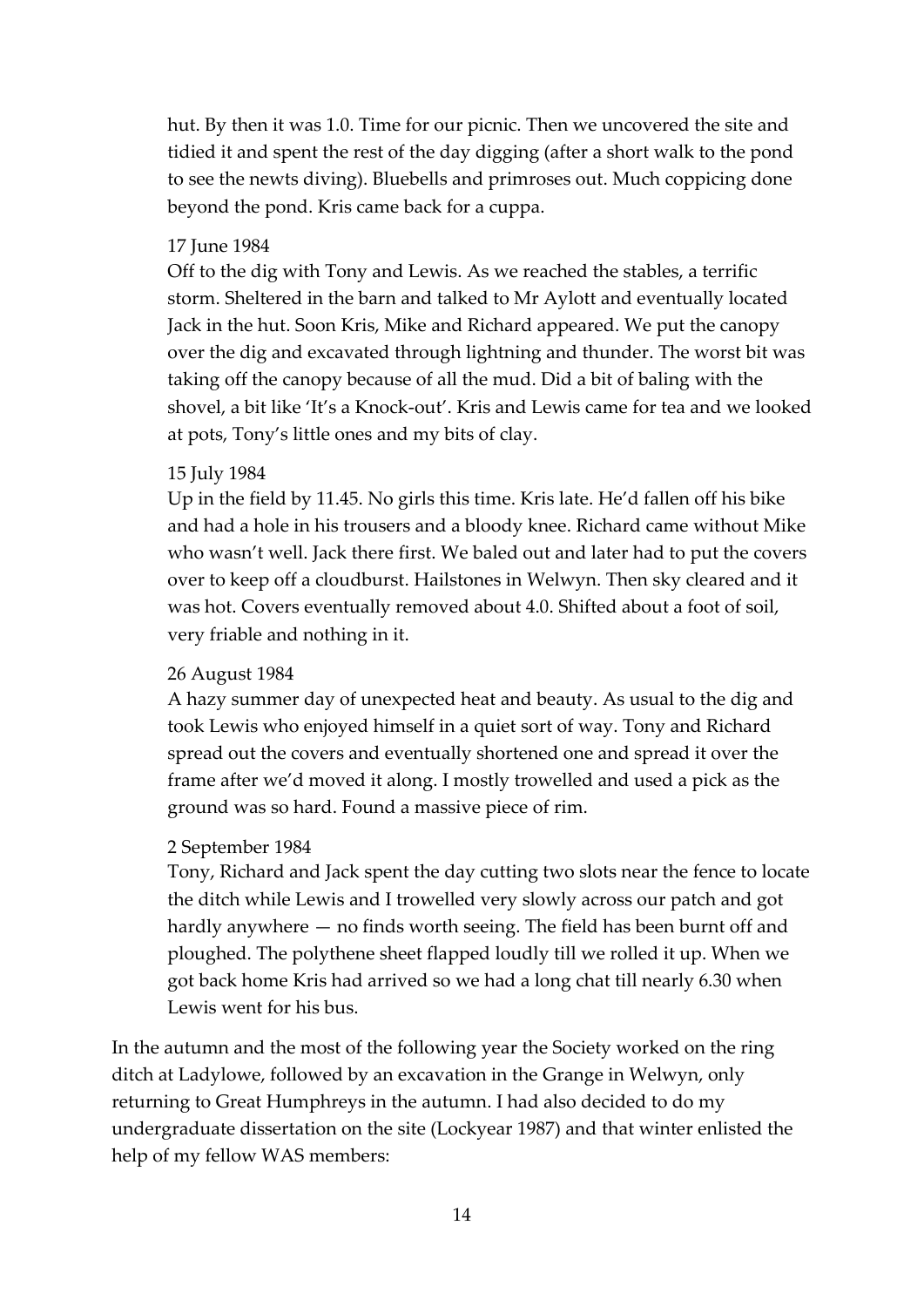> hut. By then it was 1.0. Time for our picnic. Then we uncovered the site and tidied it and spent the rest of the day digging (after a short walk to the pond to see the newts diving). Bluebells and primroses out. Much coppicing done beyond the pond. Kris came back for a cuppa.
>
> 17 June 1984
> Off to the dig with Tony and Lewis. As we reached the stables, a terrific storm. Sheltered in the barn and talked to Mr Aylott and eventually located Jack in the hut. Soon Kris, Mike and Richard appeared. We put the canopy over the dig and excavated through lightning and thunder. The worst bit was taking off the canopy because of all the mud. Did a bit of baling with the shovel, a bit like 'It's a Knock-out'. Kris and Lewis came for tea and we looked at pots, Tony's little ones and my bits of clay.
>
> 15 July 1984
> Up in the field by 11.45. No girls this time. Kris late. He'd fallen off his bike and had a hole in his trousers and a bloody knee. Richard came without Mike who wasn't well. Jack there first. We baled out and later had to put the covers over to keep off a cloudburst. Hailstones in Welwyn. Then sky cleared and it was hot. Covers eventually removed about 4.0. Shifted about a foot of soil, very friable and nothing in it.
>
> 26 August 1984
> A hazy summer day of unexpected heat and beauty. As usual to the dig and took Lewis who enjoyed himself in a quiet sort of way. Tony and Richard spread out the covers and eventually shortened one and spread it over the frame after we'd moved it along. I mostly trowelled and used a pick as the ground was so hard. Found a massive piece of rim.
>
> 2 September 1984
> Tony, Richard and Jack spent the day cutting two slots near the fence to locate the ditch while Lewis and I trowelled very slowly across our patch and got hardly anywhere — no finds worth seeing. The field has been burnt off and ploughed. The polythene sheet flapped loudly till we rolled it up. When we got back home Kris had arrived so we had a long chat till nearly 6.30 when Lewis went for his bus.

In the autumn and the most of the following year the Society worked on the ring ditch at Ladylowe, followed by an excavation in the Grange in Welwyn, only returning to Great Humphreys in the autumn. I had also decided to do my undergraduate dissertation on the site (Lockyear 1987) and that winter enlisted the help of my fellow WAS members: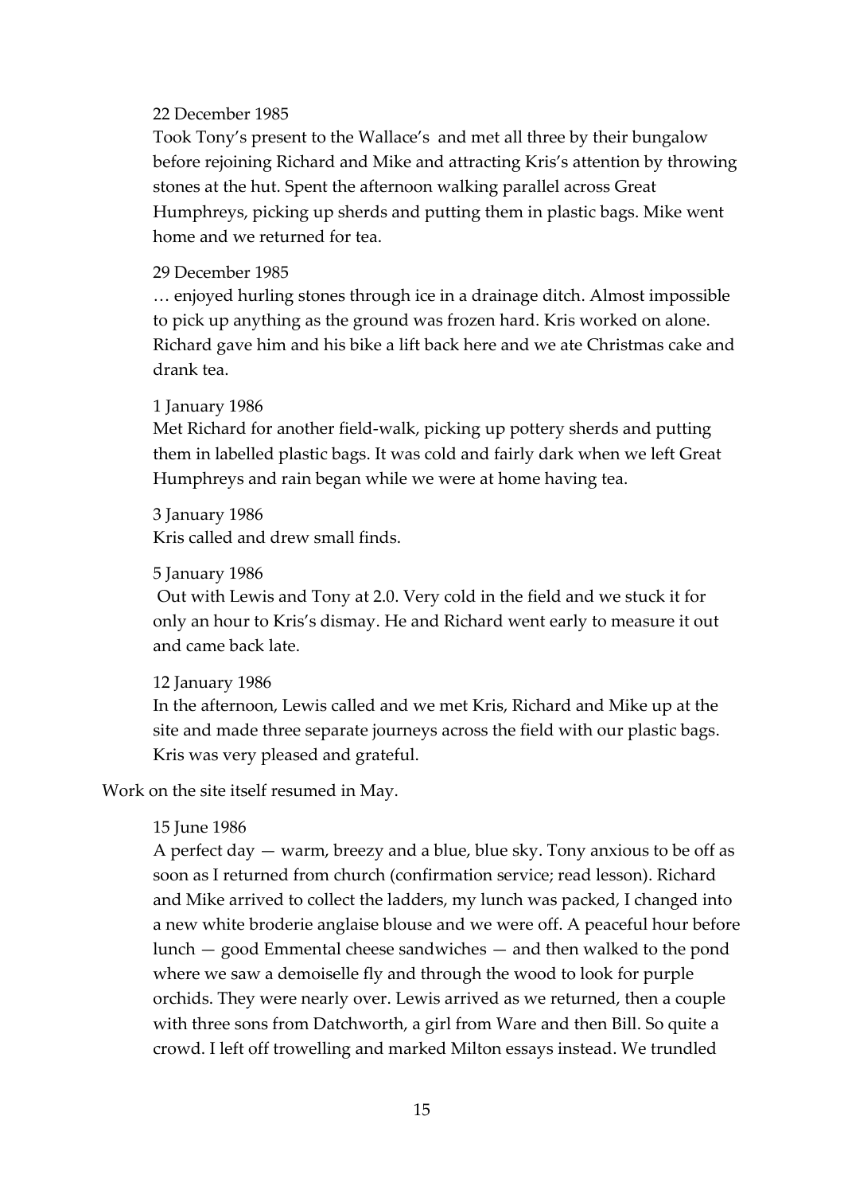22 December 1985
Took Tony's present to the Wallace's and met all three by their bungalow before rejoining Richard and Mike and attracting Kris's attention by throwing stones at the hut. Spent the afternoon walking parallel across Great Humphreys, picking up sherds and putting them in plastic bags. Mike went home and we returned for tea.

29 December 1985
… enjoyed hurling stones through ice in a drainage ditch. Almost impossible to pick up anything as the ground was frozen hard. Kris worked on alone. Richard gave him and his bike a lift back here and we ate Christmas cake and drank tea.

1 January 1986
Met Richard for another field-walk, picking up pottery sherds and putting them in labelled plastic bags. It was cold and fairly dark when we left Great Humphreys and rain began while we were at home having tea.

3 January 1986
Kris called and drew small finds.

5 January 1986
Out with Lewis and Tony at 2.0. Very cold in the field and we stuck it for only an hour to Kris's dismay. He and Richard went early to measure it out and came back late.

12 January 1986
In the afternoon, Lewis called and we met Kris, Richard and Mike up at the site and made three separate journeys across the field with our plastic bags. Kris was very pleased and grateful.

Work on the site itself resumed in May.

15 June 1986
A perfect day — warm, breezy and a blue, blue sky. Tony anxious to be off as soon as I returned from church (confirmation service; read lesson). Richard and Mike arrived to collect the ladders, my lunch was packed, I changed into a new white broderie anglaise blouse and we were off. A peaceful hour before lunch — good Emmental cheese sandwiches — and then walked to the pond where we saw a demoiselle fly and through the wood to look for purple orchids. They were nearly over. Lewis arrived as we returned, then a couple with three sons from Datchworth, a girl from Ware and then Bill. So quite a crowd. I left off trowelling and marked Milton essays instead. We trundled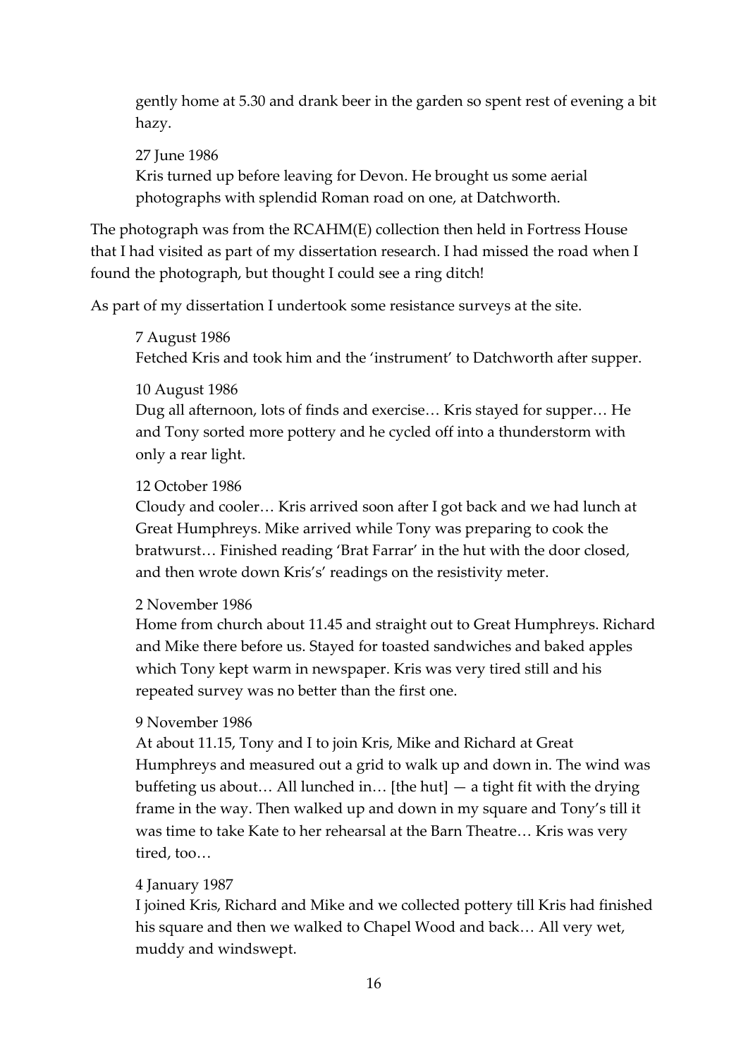gently home at 5.30 and drank beer in the garden so spent rest of evening a bit hazy.

27 June 1986
Kris turned up before leaving for Devon. He brought us some aerial photographs with splendid Roman road on one, at Datchworth.

The photograph was from the RCAHM(E) collection then held in Fortress House that I had visited as part of my dissertation research. I had missed the road when I found the photograph, but thought I could see a ring ditch!

As part of my dissertation I undertook some resistance surveys at the site.

7 August 1986
Fetched Kris and took him and the 'instrument' to Datchworth after supper.

10 August 1986
Dug all afternoon, lots of finds and exercise… Kris stayed for supper… He and Tony sorted more pottery and he cycled off into a thunderstorm with only a rear light.

12 October 1986
Cloudy and cooler… Kris arrived soon after I got back and we had lunch at Great Humphreys. Mike arrived while Tony was preparing to cook the bratwurst… Finished reading 'Brat Farrar' in the hut with the door closed, and then wrote down Kris's' readings on the resistivity meter.

2 November 1986
Home from church about 11.45 and straight out to Great Humphreys. Richard and Mike there before us. Stayed for toasted sandwiches and baked apples which Tony kept warm in newspaper. Kris was very tired still and his repeated survey was no better than the first one.

9 November 1986
At about 11.15, Tony and I to join Kris, Mike and Richard at Great Humphreys and measured out a grid to walk up and down in. The wind was buffeting us about… All lunched in… [the hut] — a tight fit with the drying frame in the way. Then walked up and down in my square and Tony's till it was time to take Kate to her rehearsal at the Barn Theatre… Kris was very tired, too…

4 January 1987
I joined Kris, Richard and Mike and we collected pottery till Kris had finished his square and then we walked to Chapel Wood and back… All very wet, muddy and windswept.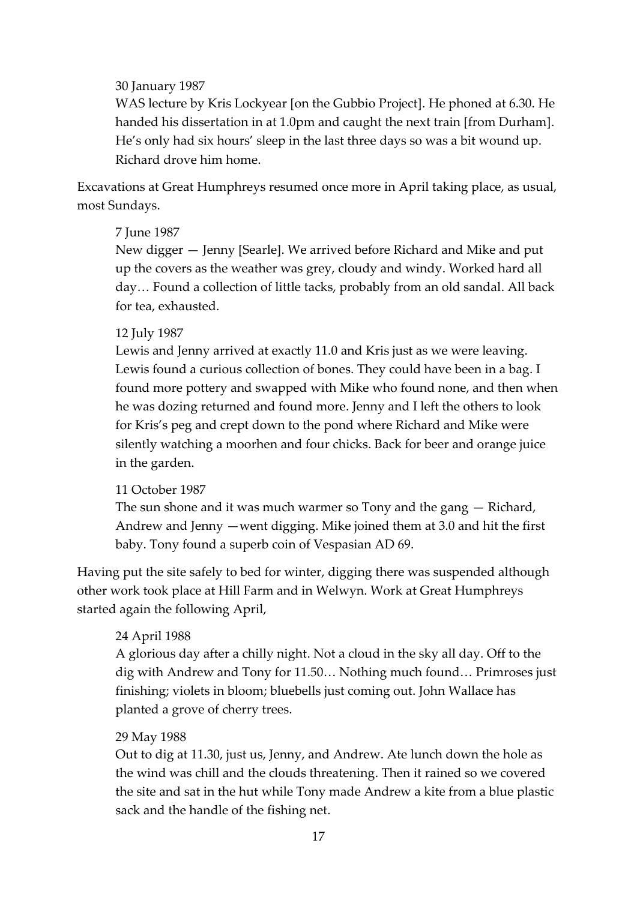30 January 1987
WAS lecture by Kris Lockyear [on the Gubbio Project]. He phoned at 6.30. He handed his dissertation in at 1.0pm and caught the next train [from Durham]. He's only had six hours' sleep in the last three days so was a bit wound up. Richard drove him home.

Excavations at Great Humphreys resumed once more in April taking place, as usual, most Sundays.

7 June 1987
New digger — Jenny [Searle]. We arrived before Richard and Mike and put up the covers as the weather was grey, cloudy and windy. Worked hard all day… Found a collection of little tacks, probably from an old sandal. All back for tea, exhausted.

12 July 1987
Lewis and Jenny arrived at exactly 11.0 and Kris just as we were leaving. Lewis found a curious collection of bones. They could have been in a bag. I found more pottery and swapped with Mike who found none, and then when he was dozing returned and found more. Jenny and I left the others to look for Kris's peg and crept down to the pond where Richard and Mike were silently watching a moorhen and four chicks. Back for beer and orange juice in the garden.

11 October 1987
The sun shone and it was much warmer so Tony and the gang — Richard, Andrew and Jenny —went digging. Mike joined them at 3.0 and hit the first baby. Tony found a superb coin of Vespasian AD 69.

Having put the site safely to bed for winter, digging there was suspended although other work took place at Hill Farm and in Welwyn. Work at Great Humphreys started again the following April,

24 April 1988
A glorious day after a chilly night. Not a cloud in the sky all day. Off to the dig with Andrew and Tony for 11.50… Nothing much found… Primroses just finishing; violets in bloom; bluebells just coming out. John Wallace has planted a grove of cherry trees.

29 May 1988
Out to dig at 11.30, just us, Jenny, and Andrew. Ate lunch down the hole as the wind was chill and the clouds threatening. Then it rained so we covered the site and sat in the hut while Tony made Andrew a kite from a blue plastic sack and the handle of the fishing net.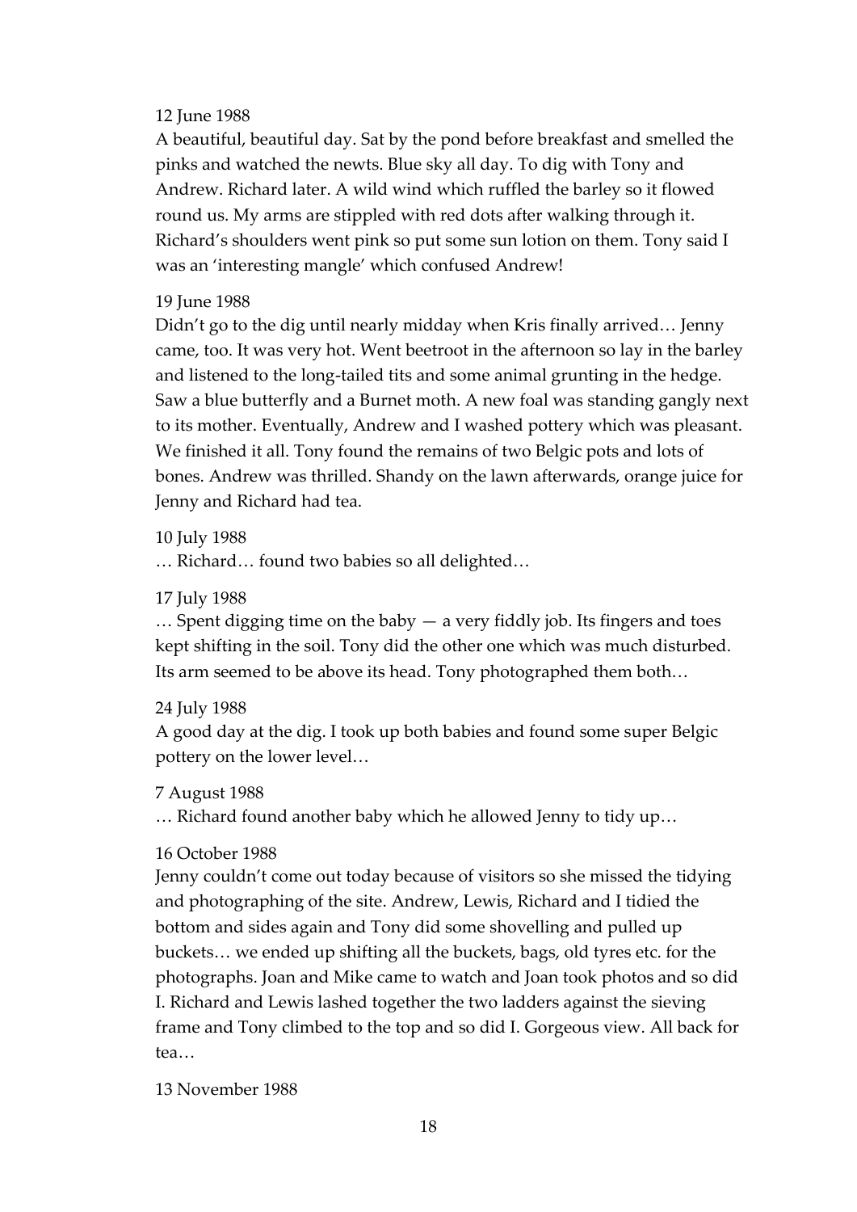12 June 1988

A beautiful, beautiful day. Sat by the pond before breakfast and smelled the pinks and watched the newts. Blue sky all day. To dig with Tony and Andrew. Richard later. A wild wind which ruffled the barley so it flowed round us. My arms are stippled with red dots after walking through it. Richard's shoulders went pink so put some sun lotion on them. Tony said I was an 'interesting mangle' which confused Andrew!

19 June 1988

Didn't go to the dig until nearly midday when Kris finally arrived… Jenny came, too. It was very hot. Went beetroot in the afternoon so lay in the barley and listened to the long-tailed tits and some animal grunting in the hedge. Saw a blue butterfly and a Burnet moth. A new foal was standing gangly next to its mother. Eventually, Andrew and I washed pottery which was pleasant. We finished it all. Tony found the remains of two Belgic pots and lots of bones. Andrew was thrilled. Shandy on the lawn afterwards, orange juice for Jenny and Richard had tea.

10 July 1988

… Richard… found two babies so all delighted…

17 July 1988

… Spent digging time on the baby — a very fiddly job. Its fingers and toes kept shifting in the soil. Tony did the other one which was much disturbed. Its arm seemed to be above its head. Tony photographed them both…

24 July 1988

A good day at the dig. I took up both babies and found some super Belgic pottery on the lower level…

7 August 1988

… Richard found another baby which he allowed Jenny to tidy up…

16 October 1988

Jenny couldn't come out today because of visitors so she missed the tidying and photographing of the site. Andrew, Lewis, Richard and I tidied the bottom and sides again and Tony did some shovelling and pulled up buckets… we ended up shifting all the buckets, bags, old tyres etc. for the photographs. Joan and Mike came to watch and Joan took photos and so did I. Richard and Lewis lashed together the two ladders against the sieving frame and Tony climbed to the top and so did I. Gorgeous view. All back for tea…

13 November 1988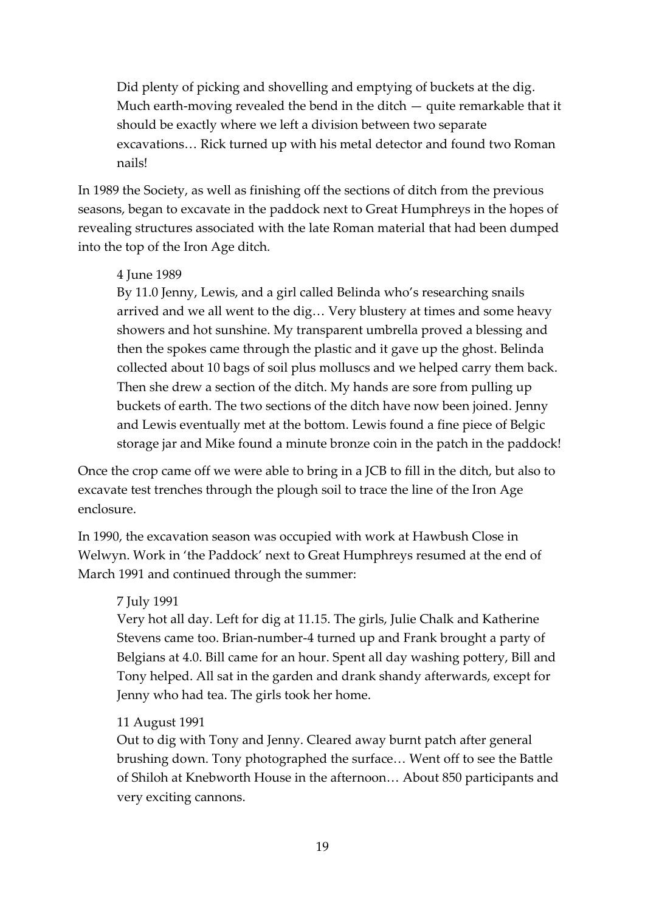> Did plenty of picking and shovelling and emptying of buckets at the dig. Much earth-moving revealed the bend in the ditch — quite remarkable that it should be exactly where we left a division between two separate excavations… Rick turned up with his metal detector and found two Roman nails!

In 1989 the Society, as well as finishing off the sections of ditch from the previous seasons, began to excavate in the paddock next to Great Humphreys in the hopes of revealing structures associated with the late Roman material that had been dumped into the top of the Iron Age ditch.

> 4 June 1989
> By 11.0 Jenny, Lewis, and a girl called Belinda who's researching snails arrived and we all went to the dig… Very blustery at times and some heavy showers and hot sunshine. My transparent umbrella proved a blessing and then the spokes came through the plastic and it gave up the ghost. Belinda collected about 10 bags of soil plus molluscs and we helped carry them back. Then she drew a section of the ditch. My hands are sore from pulling up buckets of earth. The two sections of the ditch have now been joined. Jenny and Lewis eventually met at the bottom. Lewis found a fine piece of Belgic storage jar and Mike found a minute bronze coin in the patch in the paddock!

Once the crop came off we were able to bring in a JCB to fill in the ditch, but also to excavate test trenches through the plough soil to trace the line of the Iron Age enclosure.

In 1990, the excavation season was occupied with work at Hawbush Close in Welwyn. Work in 'the Paddock' next to Great Humphreys resumed at the end of March 1991 and continued through the summer:

> 7 July 1991
> Very hot all day. Left for dig at 11.15. The girls, Julie Chalk and Katherine Stevens came too. Brian-number-4 turned up and Frank brought a party of Belgians at 4.0. Bill came for an hour. Spent all day washing pottery, Bill and Tony helped. All sat in the garden and drank shandy afterwards, except for Jenny who had tea. The girls took her home.

> 11 August 1991
> Out to dig with Tony and Jenny. Cleared away burnt patch after general brushing down. Tony photographed the surface… Went off to see the Battle of Shiloh at Knebworth House in the afternoon… About 850 participants and very exciting cannons.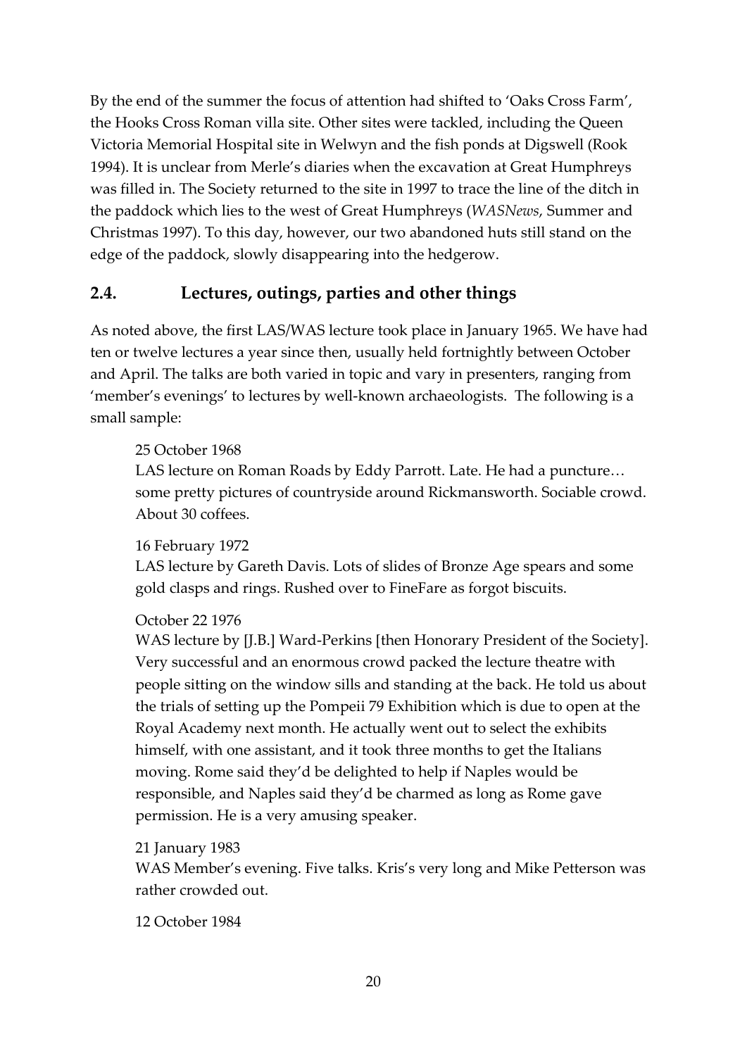By the end of the summer the focus of attention had shifted to 'Oaks Cross Farm', the Hooks Cross Roman villa site. Other sites were tackled, including the Queen Victoria Memorial Hospital site in Welwyn and the fish ponds at Digswell (Rook 1994). It is unclear from Merle's diaries when the excavation at Great Humphreys was filled in. The Society returned to the site in 1997 to trace the line of the ditch in the paddock which lies to the west of Great Humphreys (*WASNews*, Summer and Christmas 1997). To this day, however, our two abandoned huts still stand on the edge of the paddock, slowly disappearing into the hedgerow.

## 2.4. Lectures, outings, parties and other things

As noted above, the first LAS/WAS lecture took place in January 1965. We have had ten or twelve lectures a year since then, usually held fortnightly between October and April. The talks are both varied in topic and vary in presenters, ranging from 'member's evenings' to lectures by well-known archaeologists. The following is a small sample:

> 25 October 1968
> LAS lecture on Roman Roads by Eddy Parrott. Late. He had a puncture… some pretty pictures of countryside around Rickmansworth. Sociable crowd. About 30 coffees.
>
> 16 February 1972
> LAS lecture by Gareth Davis. Lots of slides of Bronze Age spears and some gold clasps and rings. Rushed over to FineFare as forgot biscuits.
>
> October 22 1976
> WAS lecture by [J.B.] Ward-Perkins [then Honorary President of the Society]. Very successful and an enormous crowd packed the lecture theatre with people sitting on the window sills and standing at the back. He told us about the trials of setting up the Pompeii 79 Exhibition which is due to open at the Royal Academy next month. He actually went out to select the exhibits himself, with one assistant, and it took three months to get the Italians moving. Rome said they'd be delighted to help if Naples would be responsible, and Naples said they'd be charmed as long as Rome gave permission. He is a very amusing speaker.
>
> 21 January 1983
> WAS Member's evening. Five talks. Kris's very long and Mike Petterson was rather crowded out.
>
> 12 October 1984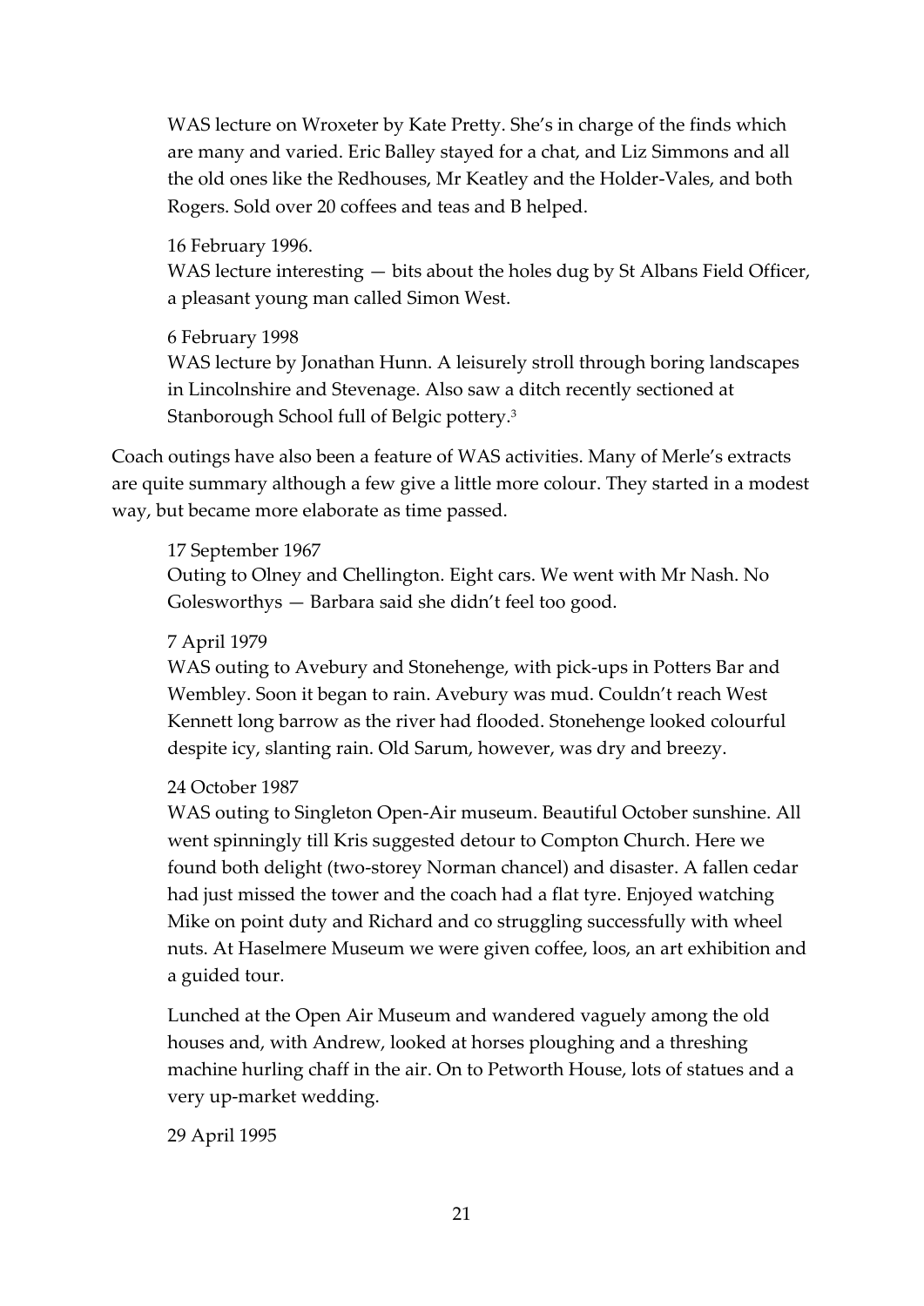WAS lecture on Wroxeter by Kate Pretty. She's in charge of the finds which are many and varied. Eric Balley stayed for a chat, and Liz Simmons and all the old ones like the Redhouses, Mr Keatley and the Holder-Vales, and both Rogers. Sold over 20 coffees and teas and B helped.

16 February 1996.
WAS lecture interesting — bits about the holes dug by St Albans Field Officer, a pleasant young man called Simon West.

6 February 1998
WAS lecture by Jonathan Hunn. A leisurely stroll through boring landscapes in Lincolnshire and Stevenage. Also saw a ditch recently sectioned at Stanborough School full of Belgic pottery.[3]

Coach outings have also been a feature of WAS activities. Many of Merle's extracts are quite summary although a few give a little more colour. They started in a modest way, but became more elaborate as time passed.

17 September 1967
Outing to Olney and Chellington. Eight cars. We went with Mr Nash. No Golesworthys — Barbara said she didn't feel too good.

7 April 1979
WAS outing to Avebury and Stonehenge, with pick-ups in Potters Bar and Wembley. Soon it began to rain. Avebury was mud. Couldn't reach West Kennett long barrow as the river had flooded. Stonehenge looked colourful despite icy, slanting rain. Old Sarum, however, was dry and breezy.

24 October 1987
WAS outing to Singleton Open-Air museum. Beautiful October sunshine. All went spinningly till Kris suggested detour to Compton Church. Here we found both delight (two-storey Norman chancel) and disaster. A fallen cedar had just missed the tower and the coach had a flat tyre. Enjoyed watching Mike on point duty and Richard and co struggling successfully with wheel nuts. At Haselmere Museum we were given coffee, loos, an art exhibition and a guided tour.

Lunched at the Open Air Museum and wandered vaguely among the old houses and, with Andrew, looked at horses ploughing and a threshing machine hurling chaff in the air. On to Petworth House, lots of statues and a very up-market wedding.

29 April 1995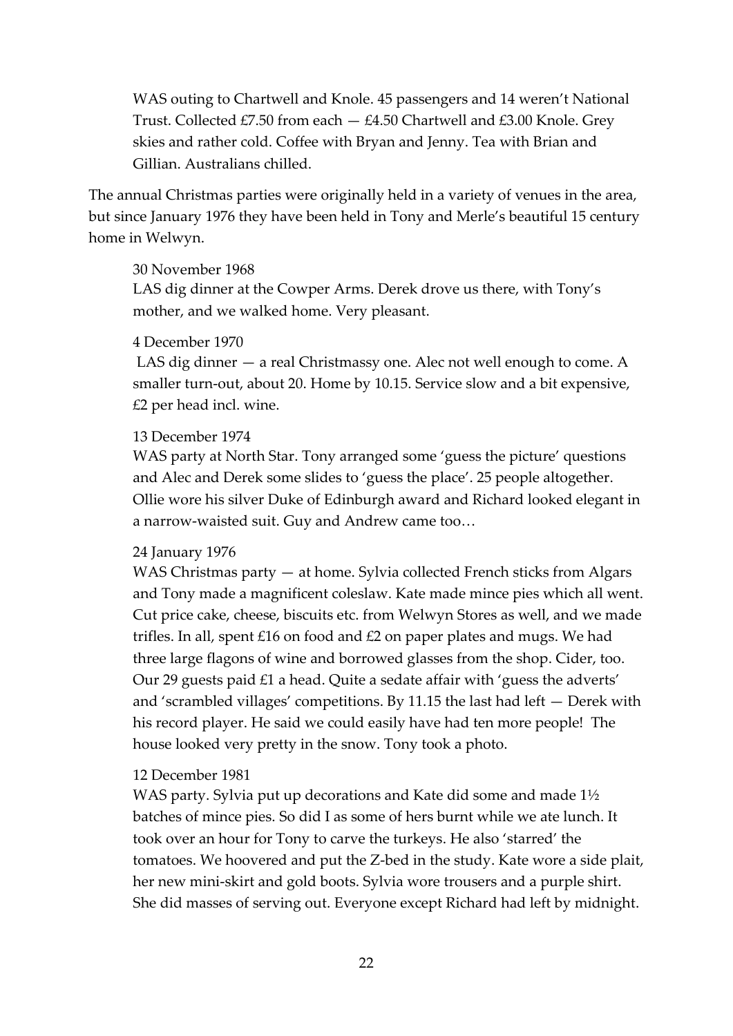WAS outing to Chartwell and Knole. 45 passengers and 14 weren't National Trust. Collected £7.50 from each — £4.50 Chartwell and £3.00 Knole. Grey skies and rather cold. Coffee with Bryan and Jenny. Tea with Brian and Gillian. Australians chilled.

The annual Christmas parties were originally held in a variety of venues in the area, but since January 1976 they have been held in Tony and Merle's beautiful 15 century home in Welwyn.

30 November 1968
LAS dig dinner at the Cowper Arms. Derek drove us there, with Tony's mother, and we walked home. Very pleasant.

4 December 1970
LAS dig dinner — a real Christmassy one. Alec not well enough to come. A smaller turn-out, about 20. Home by 10.15. Service slow and a bit expensive, £2 per head incl. wine.

13 December 1974
WAS party at North Star. Tony arranged some 'guess the picture' questions and Alec and Derek some slides to 'guess the place'. 25 people altogether. Ollie wore his silver Duke of Edinburgh award and Richard looked elegant in a narrow-waisted suit. Guy and Andrew came too…

24 January 1976
WAS Christmas party — at home. Sylvia collected French sticks from Algars and Tony made a magnificent coleslaw. Kate made mince pies which all went. Cut price cake, cheese, biscuits etc. from Welwyn Stores as well, and we made trifles. In all, spent £16 on food and £2 on paper plates and mugs. We had three large flagons of wine and borrowed glasses from the shop. Cider, too. Our 29 guests paid £1 a head. Quite a sedate affair with 'guess the adverts' and 'scrambled villages' competitions. By 11.15 the last had left — Derek with his record player. He said we could easily have had ten more people! The house looked very pretty in the snow. Tony took a photo.

12 December 1981
WAS party. Sylvia put up decorations and Kate did some and made 1½ batches of mince pies. So did I as some of hers burnt while we ate lunch. It took over an hour for Tony to carve the turkeys. He also 'starred' the tomatoes. We hoovered and put the Z-bed in the study. Kate wore a side plait, her new mini-skirt and gold boots. Sylvia wore trousers and a purple shirt. She did masses of serving out. Everyone except Richard had left by midnight.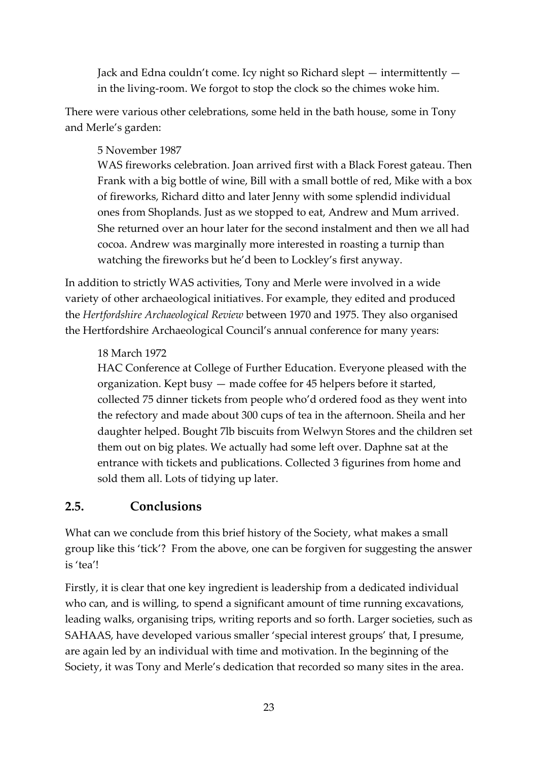> Jack and Edna couldn't come. Icy night so Richard slept — intermittently — in the living-room. We forgot to stop the clock so the chimes woke him.

There were various other celebrations, some held in the bath house, some in Tony and Merle's garden:

> 5 November 1987
> WAS fireworks celebration. Joan arrived first with a Black Forest gateau. Then Frank with a big bottle of wine, Bill with a small bottle of red, Mike with a box of fireworks, Richard ditto and later Jenny with some splendid individual ones from Shoplands. Just as we stopped to eat, Andrew and Mum arrived. She returned over an hour later for the second instalment and then we all had cocoa. Andrew was marginally more interested in roasting a turnip than watching the fireworks but he'd been to Lockley's first anyway.

In addition to strictly WAS activities, Tony and Merle were involved in a wide variety of other archaeological initiatives. For example, they edited and produced the *Hertfordshire Archaeological Review* between 1970 and 1975. They also organised the Hertfordshire Archaeological Council's annual conference for many years:

> 18 March 1972
> HAC Conference at College of Further Education. Everyone pleased with the organization. Kept busy — made coffee for 45 helpers before it started, collected 75 dinner tickets from people who'd ordered food as they went into the refectory and made about 300 cups of tea in the afternoon. Sheila and her daughter helped. Bought 7lb biscuits from Welwyn Stores and the children set them out on big plates. We actually had some left over. Daphne sat at the entrance with tickets and publications. Collected 3 figurines from home and sold them all. Lots of tidying up later.

## 2.5. Conclusions

What can we conclude from this brief history of the Society, what makes a small group like this 'tick'? From the above, one can be forgiven for suggesting the answer is 'tea'!

Firstly, it is clear that one key ingredient is leadership from a dedicated individual who can, and is willing, to spend a significant amount of time running excavations, leading walks, organising trips, writing reports and so forth. Larger societies, such as SAHAAS, have developed various smaller 'special interest groups' that, I presume, are again led by an individual with time and motivation. In the beginning of the Society, it was Tony and Merle's dedication that recorded so many sites in the area.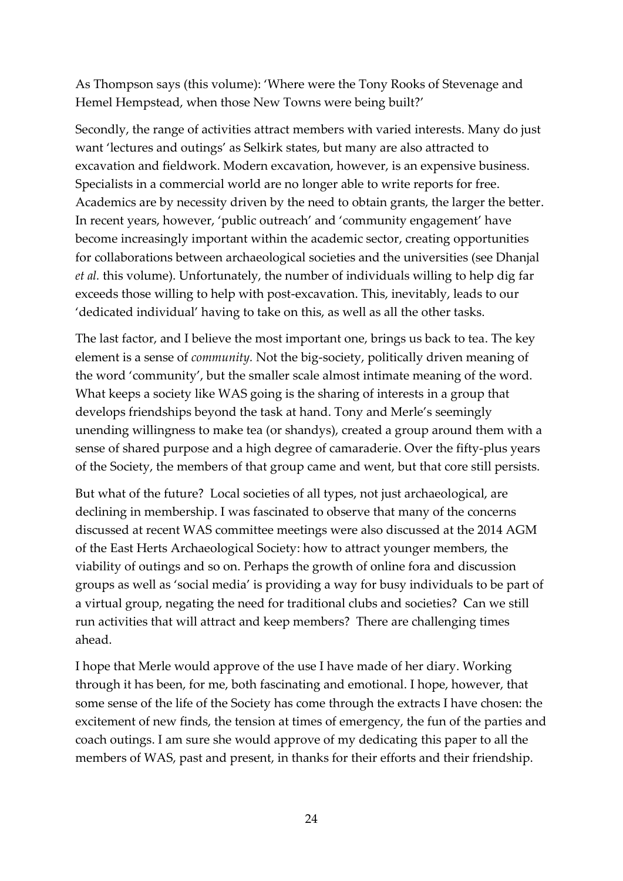As Thompson says (this volume): 'Where were the Tony Rooks of Stevenage and Hemel Hempstead, when those New Towns were being built?'

Secondly, the range of activities attract members with varied interests. Many do just want 'lectures and outings' as Selkirk states, but many are also attracted to excavation and fieldwork. Modern excavation, however, is an expensive business. Specialists in a commercial world are no longer able to write reports for free. Academics are by necessity driven by the need to obtain grants, the larger the better. In recent years, however, 'public outreach' and 'community engagement' have become increasingly important within the academic sector, creating opportunities for collaborations between archaeological societies and the universities (see Dhanjal *et al.* this volume). Unfortunately, the number of individuals willing to help dig far exceeds those willing to help with post-excavation. This, inevitably, leads to our 'dedicated individual' having to take on this, as well as all the other tasks.

The last factor, and I believe the most important one, brings us back to tea. The key element is a sense of *community.* Not the big-society, politically driven meaning of the word 'community', but the smaller scale almost intimate meaning of the word. What keeps a society like WAS going is the sharing of interests in a group that develops friendships beyond the task at hand. Tony and Merle's seemingly unending willingness to make tea (or shandys), created a group around them with a sense of shared purpose and a high degree of camaraderie. Over the fifty-plus years of the Society, the members of that group came and went, but that core still persists.

But what of the future? Local societies of all types, not just archaeological, are declining in membership. I was fascinated to observe that many of the concerns discussed at recent WAS committee meetings were also discussed at the 2014 AGM of the East Herts Archaeological Society: how to attract younger members, the viability of outings and so on. Perhaps the growth of online fora and discussion groups as well as 'social media' is providing a way for busy individuals to be part of a virtual group, negating the need for traditional clubs and societies? Can we still run activities that will attract and keep members? There are challenging times ahead.

I hope that Merle would approve of the use I have made of her diary. Working through it has been, for me, both fascinating and emotional. I hope, however, that some sense of the life of the Society has come through the extracts I have chosen: the excitement of new finds, the tension at times of emergency, the fun of the parties and coach outings. I am sure she would approve of my dedicating this paper to all the members of WAS, past and present, in thanks for their efforts and their friendship.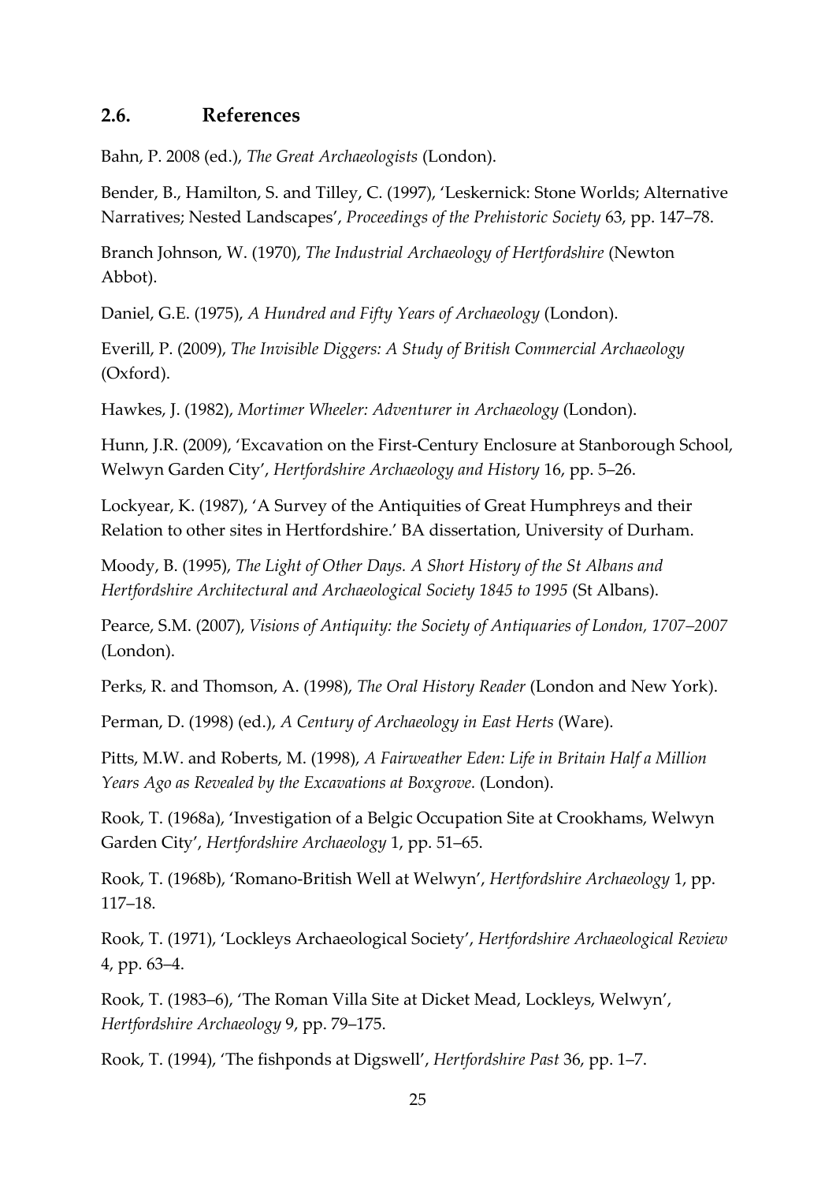## 2.6. References

Bahn, P. 2008 (ed.), *The Great Archaeologists* (London).

Bender, B., Hamilton, S. and Tilley, C. (1997), 'Leskernick: Stone Worlds; Alternative Narratives; Nested Landscapes', *Proceedings of the Prehistoric Society* 63, pp. 147–78.

Branch Johnson, W. (1970), *The Industrial Archaeology of Hertfordshire* (Newton Abbot).

Daniel, G.E. (1975), *A Hundred and Fifty Years of Archaeology* (London).

Everill, P. (2009), *The Invisible Diggers: A Study of British Commercial Archaeology* (Oxford).

Hawkes, J. (1982), *Mortimer Wheeler: Adventurer in Archaeology* (London).

Hunn, J.R. (2009), 'Excavation on the First-Century Enclosure at Stanborough School, Welwyn Garden City', *Hertfordshire Archaeology and History* 16, pp. 5–26.

Lockyear, K. (1987), 'A Survey of the Antiquities of Great Humphreys and their Relation to other sites in Hertfordshire.' BA dissertation, University of Durham.

Moody, B. (1995), *The Light of Other Days. A Short History of the St Albans and Hertfordshire Architectural and Archaeological Society 1845 to 1995* (St Albans).

Pearce, S.M. (2007), *Visions of Antiquity: the Society of Antiquaries of London, 1707–2007* (London).

Perks, R. and Thomson, A. (1998), *The Oral History Reader* (London and New York).

Perman, D. (1998) (ed.), *A Century of Archaeology in East Herts* (Ware).

Pitts, M.W. and Roberts, M. (1998), *A Fairweather Eden: Life in Britain Half a Million Years Ago as Revealed by the Excavations at Boxgrove.* (London).

Rook, T. (1968a), 'Investigation of a Belgic Occupation Site at Crookhams, Welwyn Garden City', *Hertfordshire Archaeology* 1, pp. 51–65.

Rook, T. (1968b), 'Romano-British Well at Welwyn', *Hertfordshire Archaeology* 1, pp. 117–18.

Rook, T. (1971), 'Lockleys Archaeological Society', *Hertfordshire Archaeological Review* 4, pp. 63–4.

Rook, T. (1983–6), 'The Roman Villa Site at Dicket Mead, Lockleys, Welwyn', *Hertfordshire Archaeology* 9, pp. 79–175.

Rook, T. (1994), 'The fishponds at Digswell', *Hertfordshire Past* 36, pp. 1–7.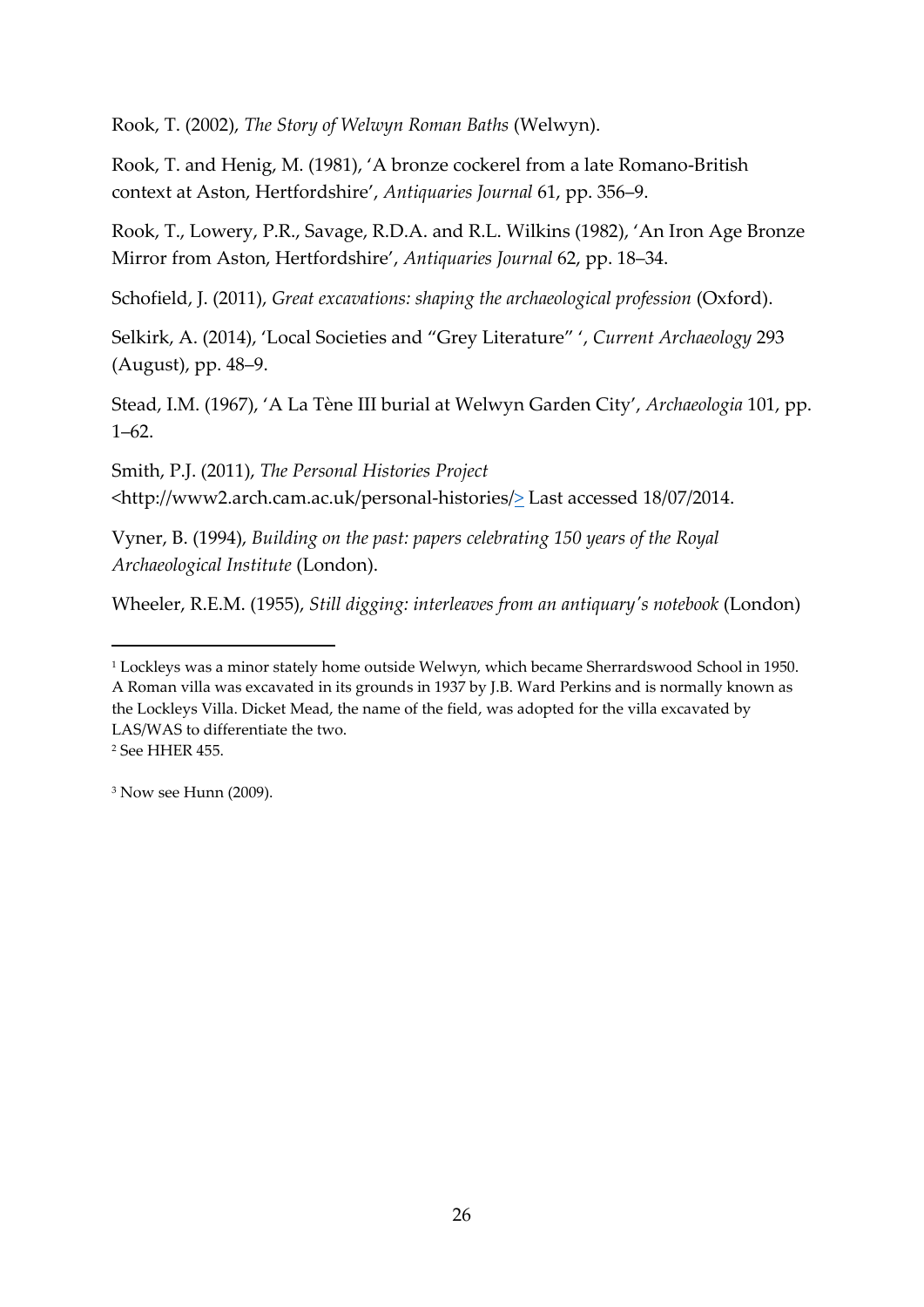Rook, T. (2002), *The Story of Welwyn Roman Baths* (Welwyn).

Rook, T. and Henig, M. (1981), 'A bronze cockerel from a late Romano-British context at Aston, Hertfordshire', *Antiquaries Journal* 61, pp. 356–9.

Rook, T., Lowery, P.R., Savage, R.D.A. and R.L. Wilkins (1982), 'An Iron Age Bronze Mirror from Aston, Hertfordshire', *Antiquaries Journal* 62, pp. 18–34.

Schofield, J. (2011), *Great excavations: shaping the archaeological profession* (Oxford).

Selkirk, A. (2014), 'Local Societies and "Grey Literature" ', *Current Archaeology* 293 (August), pp. 48–9.

Stead, I.M. (1967), 'A La Tène III burial at Welwyn Garden City', *Archaeologia* 101, pp. 1–62.

Smith, P.J. (2011), *The Personal Histories Project* <http://www2.arch.cam.ac.uk/personal-histories/> Last accessed 18/07/2014.

Vyner, B. (1994), *Building on the past: papers celebrating 150 years of the Royal Archaeological Institute* (London).

Wheeler, R.E.M. (1955), *Still digging: interleaves from an antiquary's notebook* (London)

---

[1] Lockleys was a minor stately home outside Welwyn, which became Sherrardswood School in 1950. A Roman villa was excavated in its grounds in 1937 by J.B. Ward Perkins and is normally known as the Lockleys Villa. Dicket Mead, the name of the field, was adopted for the villa excavated by LAS/WAS to differentiate the two.

[2] See HHER 455.

[3] Now see Hunn (2009).